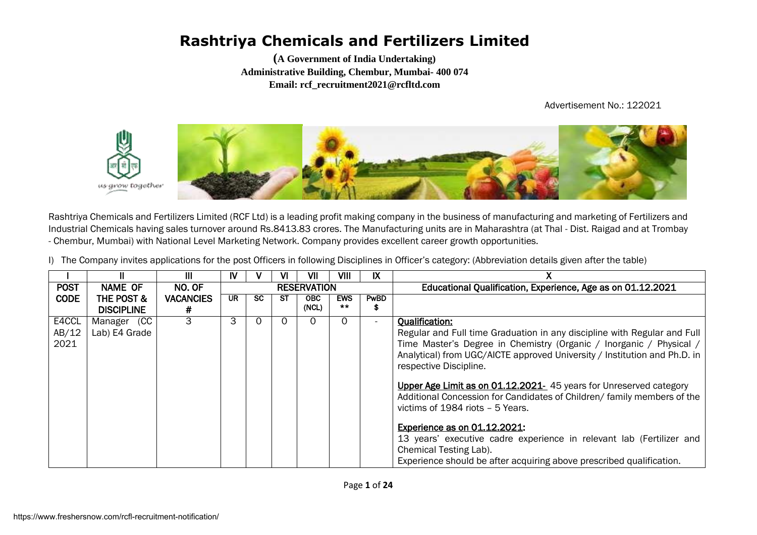# Rashtriya Chemicals and Fertilizers Limited

**(A Government of India Undertaking)**
**Administrative Building, Chembur, Mumbai- 400 074**
**Email: rcf_recruitment2021@rcfltd.com**

Advertisement No.: 122021

Rashtriya Chemicals and Fertilizers Limited (RCF Ltd) is a leading profit making company in the business of manufacturing and marketing of Fertilizers and Industrial Chemicals having sales turnover around Rs.8413.83 crores. The Manufacturing units are in Maharashtra (at Thal - Dist. Raigad and at Trombay - Chembur, Mumbai) with National Level Marketing Network. Company provides excellent career growth opportunities.

I) The Company invites applications for the post Officers in following Disciplines in Officer's category: (Abbreviation details given after the table)

| I | II | III | IV | V | VI | VII | VIII | IX | X |
|---|---|---|---|---|---|---|---|---|---|
| POST CODE | NAME OF THE POST & DISCIPLINE | NO. OF VACANCIES # | RESERVATION | | | | | | Educational Qualification, Experience, Age as on 01.12.2021 |
| | | | UR | SC | ST | OBC (NCL) | EWS ** | PwBD $ | |
| E4CCL AB/12 2021 | Manager (CC Lab) E4 Grade | 3 | 3 | 0 | 0 | 0 | 0 | - | **Qualification:** Regular and Full time Graduation in any discipline with Regular and Full Time Master's Degree in Chemistry (Organic / Inorganic / Physical / Analytical) from UGC/AICTE approved University / Institution and Ph.D. in respective Discipline.<br><br>**Upper Age Limit as on 01.12.2021-** 45 years for Unreserved category Additional Concession for Candidates of Children/ family members of the victims of 1984 riots – 5 Years.<br><br>**Experience as on 01.12.2021:** 13 years' executive cadre experience in relevant lab (Fertilizer and Chemical Testing Lab). Experience should be after acquiring above prescribed qualification. |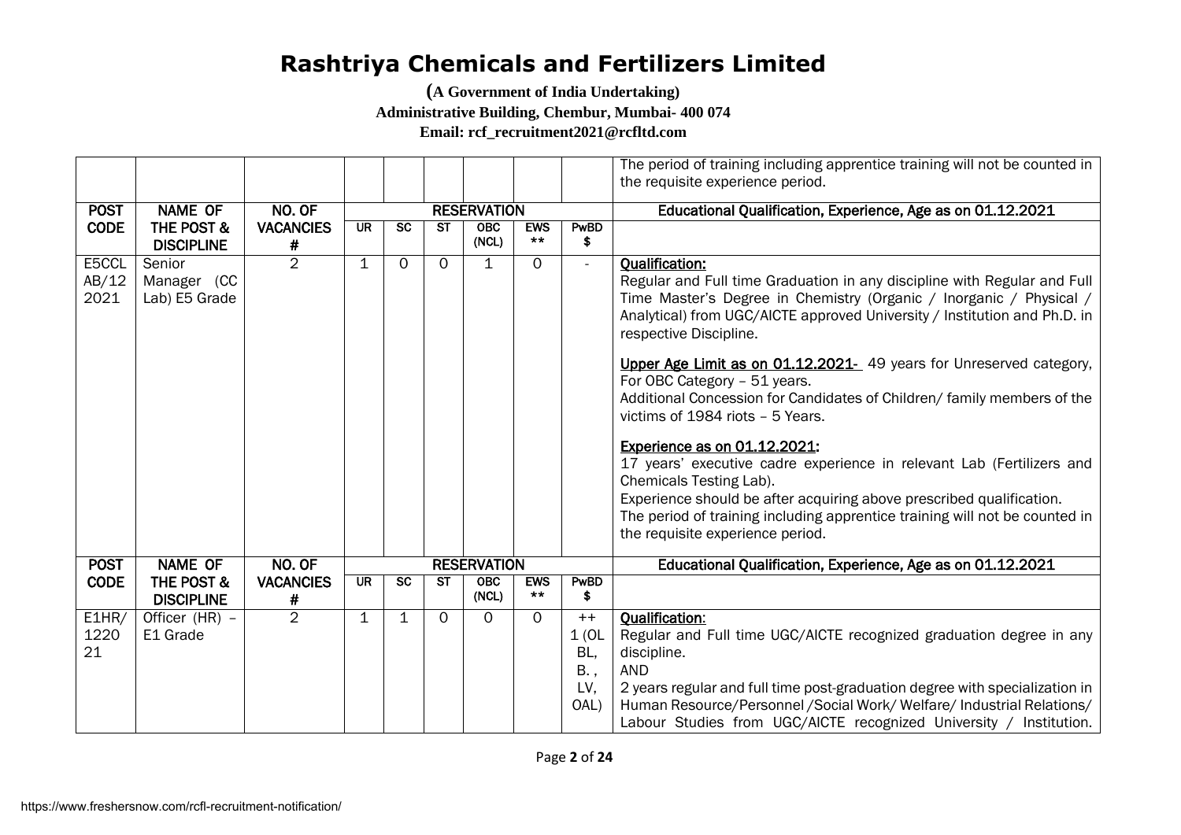# Rashtriya Chemicals and Fertilizers Limited

**(A Government of India Undertaking)**
**Administrative Building, Chembur, Mumbai- 400 074**
**Email: rcf_recruitment2021@rcfltd.com**

| | | | | | | | | | The period of training including apprentice training will not be counted in the requisite experience period. |
|---|---|---|---|---|---|---|---|---|---|
| **POST CODE** | **NAME OF THE POST & DISCIPLINE** | **NO. OF VACANCIES #** | **RESERVATION** | | | | | | **Educational Qualification, Experience, Age as on 01.12.2021** |
| | | | **UR** | **SC** | **ST** | **OBC (NCL)** | **EWS \*\*** | **PwBD $** | |
| E5CCLAB/122021 | Senior Manager (CC Lab) E5 Grade | 2 | 1 | 0 | 0 | 1 | 0 | - | **Qualification:**<br>Regular and Full time Graduation in any discipline with Regular and Full Time Master's Degree in Chemistry (Organic / Inorganic / Physical / Analytical) from UGC/AICTE approved University / Institution and Ph.D. in respective Discipline.<br><br>**Upper Age Limit as on 01.12.2021-** 49 years for Unreserved category, For OBC Category – 51 years.<br>Additional Concession for Candidates of Children/ family members of the victims of 1984 riots – 5 Years.<br><br>**Experience as on 01.12.2021:**<br>17 years' executive cadre experience in relevant Lab (Fertilizers and Chemicals Testing Lab).<br>Experience should be after acquiring above prescribed qualification.<br>The period of training including apprentice training will not be counted in the requisite experience period. |
| **POST CODE** | **NAME OF THE POST & DISCIPLINE** | **NO. OF VACANCIES #** | **RESERVATION** | | | | | | **Educational Qualification, Experience, Age as on 01.12.2021** |
| | | | **UR** | **SC** | **ST** | **OBC (NCL)** | **EWS \*\*** | **PwBD $** | |
| E1HR/122021 | Officer (HR) – E1 Grade | 2 | 1 | 1 | 0 | 0 | 0 | ++ 1 (OL BL, B., LV, OAL) | **Qualification:**<br>Regular and Full time UGC/AICTE recognized graduation degree in any discipline.<br>AND<br>2 years regular and full time post-graduation degree with specialization in Human Resource/Personnel /Social Work/ Welfare/ Industrial Relations/ Labour Studies from UGC/AICTE recognized University / Institution. |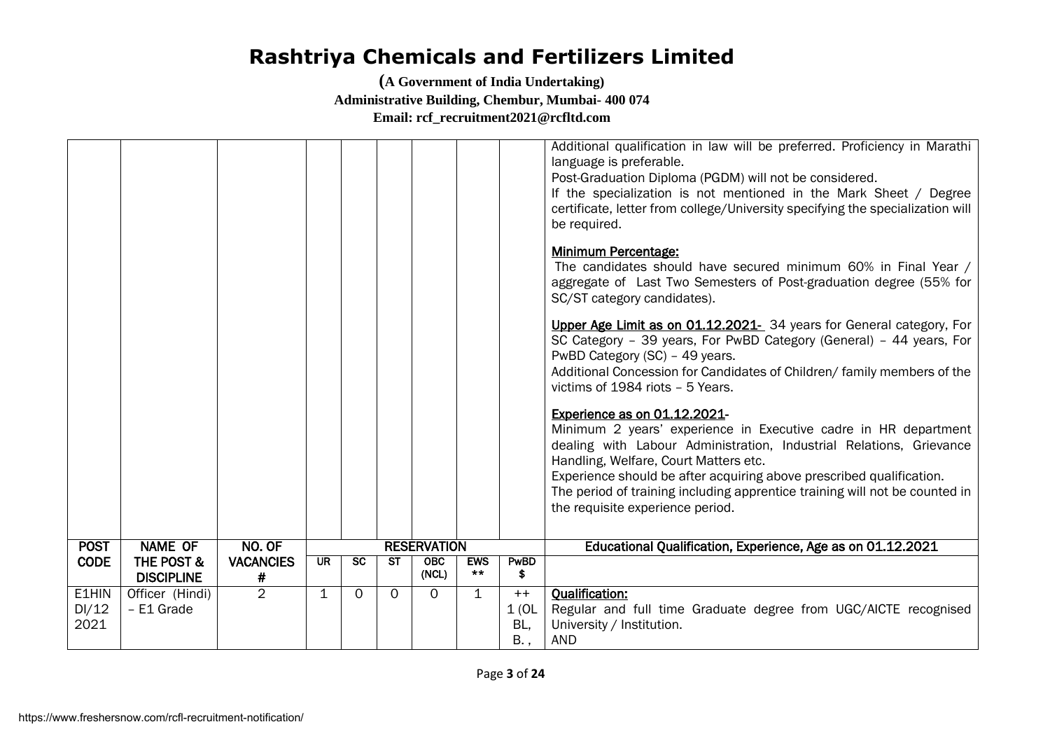# Rashtriya Chemicals and Fertilizers Limited

**(A Government of India Undertaking)**
**Administrative Building, Chembur, Mumbai- 400 074**
**Email: rcf_recruitment2021@rcfltd.com**

| POST CODE | NAME OF THE POST & DISCIPLINE | NO. OF VACANCIES # | RESERVATION | | | | | | Educational Qualification, Experience, Age as on 01.12.2021 |
|---|---|---|---|---|---|---|---|---|---|
| | | | UR | SC | ST | OBC (NCL) | EWS ** | PwBD $ | |
| | | | | | | | | | Additional qualification in law will be preferred. Proficiency in Marathi language is preferable.<br>Post-Graduation Diploma (PGDM) will not be considered.<br>If the specialization is not mentioned in the Mark Sheet / Degree certificate, letter from college/University specifying the specialization will be required.<br><br>**Minimum Percentage:**<br>The candidates should have secured minimum 60% in Final Year / aggregate of Last Two Semesters of Post-graduation degree (55% for SC/ST category candidates).<br><br>**Upper Age Limit as on 01.12.2021-** 34 years for General category, For SC Category – 39 years, For PwBD Category (General) – 44 years, For PwBD Category (SC) – 49 years.<br>Additional Concession for Candidates of Children/ family members of the victims of 1984 riots – 5 Years.<br><br>**Experience as on 01.12.2021-**<br>Minimum 2 years' experience in Executive cadre in HR department dealing with Labour Administration, Industrial Relations, Grievance Handling, Welfare, Court Matters etc.<br>Experience should be after acquiring above prescribed qualification.<br>The period of training including apprentice training will not be counted in the requisite experience period. |
| E1HINDI/12 2021 | Officer (Hindi) – E1 Grade | 2 | 1 | 0 | 0 | 0 | 1 | ++ 1 (OL BL, B. , | **Qualification:**<br>Regular and full time Graduate degree from UGC/AICTE recognised University / Institution.<br>AND |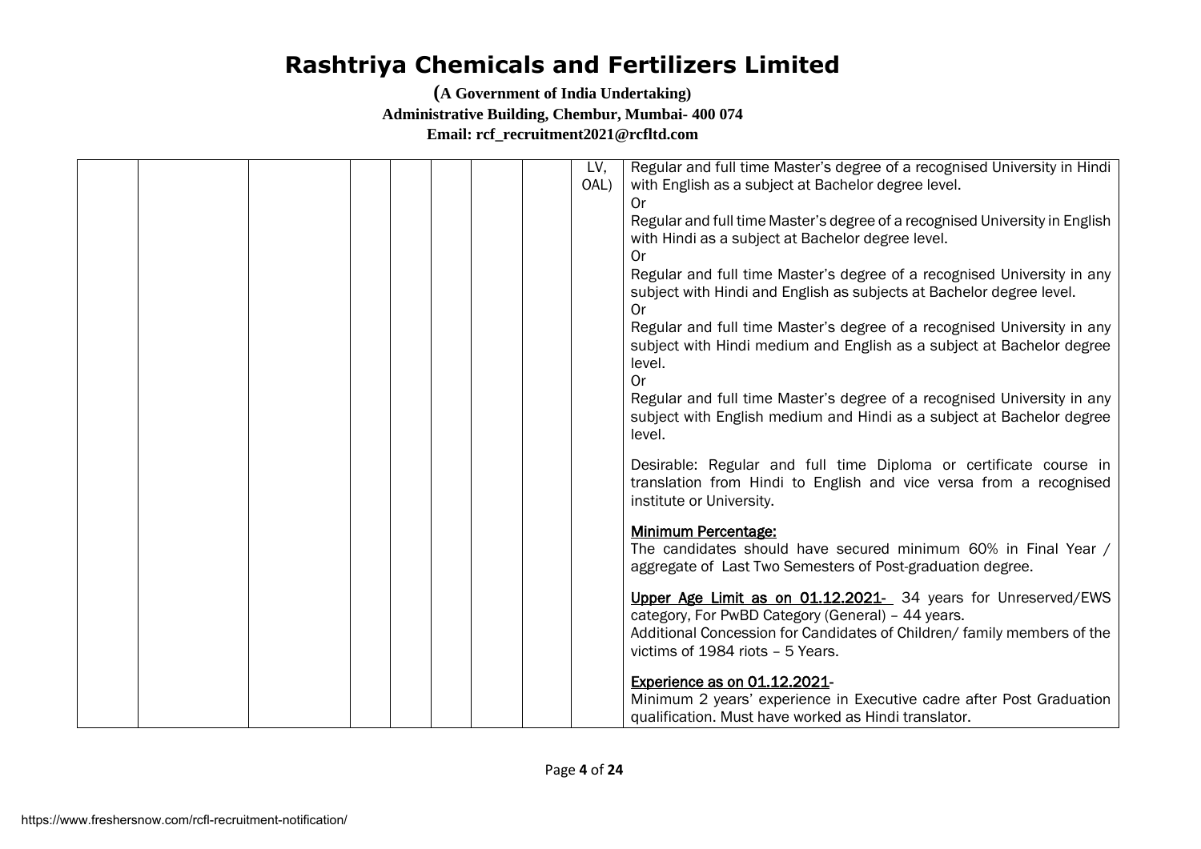| | | | | | | | | | |
|---|---|---|---|---|---|---|---|---|---|
| | | | | | | | | LV, OAL) | Regular and full time Master's degree of a recognised University in Hindi with English as a subject at Bachelor degree level.<br>Or<br>Regular and full time Master's degree of a recognised University in English with Hindi as a subject at Bachelor degree level.<br>Or<br>Regular and full time Master's degree of a recognised University in any subject with Hindi and English as subjects at Bachelor degree level.<br>Or<br>Regular and full time Master's degree of a recognised University in any subject with Hindi medium and English as a subject at Bachelor degree level.<br>Or<br>Regular and full time Master's degree of a recognised University in any subject with English medium and Hindi as a subject at Bachelor degree level.<br><br>Desirable: Regular and full time Diploma or certificate course in translation from Hindi to English and vice versa from a recognised institute or University.<br><br>**Minimum Percentage:**<br>The candidates should have secured minimum 60% in Final Year / aggregate of Last Two Semesters of Post-graduation degree.<br><br>**Upper Age Limit as on 01.12.2021-** 34 years for Unreserved/EWS category, For PwBD Category (General) – 44 years.<br>Additional Concession for Candidates of Children/ family members of the victims of 1984 riots – 5 Years.<br><br>**Experience as on 01.12.2021-**<br>Minimum 2 years' experience in Executive cadre after Post Graduation qualification. Must have worked as Hindi translator. |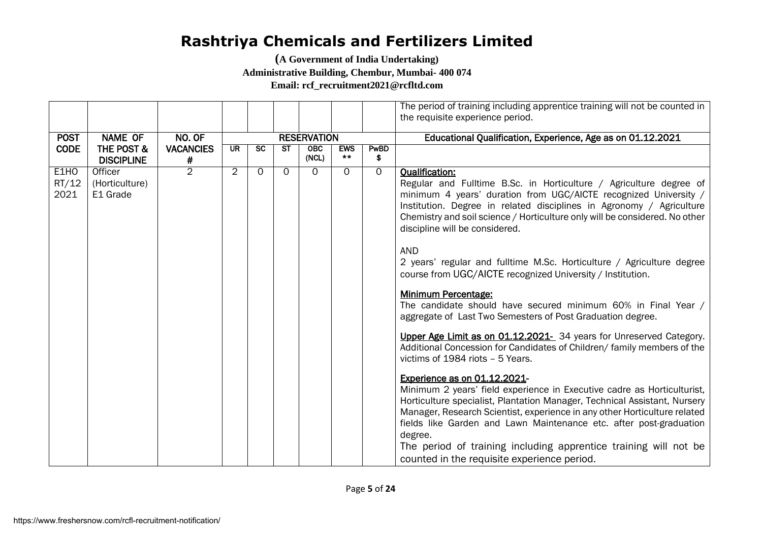# Rashtriya Chemicals and Fertilizers Limited

**(A Government of India Undertaking)**
**Administrative Building, Chembur, Mumbai- 400 074**
**Email: rcf_recruitment2021@rcfltd.com**

| | | | | | | | | | The period of training including apprentice training will not be counted in the requisite experience period. |
|---|---|---|---|---|---|---|---|---|---|
| **POST CODE** | **NAME OF THE POST & DISCIPLINE** | **NO. OF VACANCIES #** | **RESERVATION** | | | | | | **Educational Qualification, Experience, Age as on 01.12.2021** |
| | | | **UR** | **SC** | **ST** | **OBC (NCL)** | **EWS \*\*** | **PwBD $** | |
| E1HORT/122021 | Officer (Horticulture) E1 Grade | 2 | 2 | 0 | 0 | 0 | 0 | 0 | **Qualification:** Regular and Fulltime B.Sc. in Horticulture / Agriculture degree of minimum 4 years' duration from UGC/AICTE recognized University / Institution. Degree in related disciplines in Agronomy / Agriculture Chemistry and soil science / Horticulture only will be considered. No other discipline will be considered.<br><br>AND<br>2 years' regular and fulltime M.Sc. Horticulture / Agriculture degree course from UGC/AICTE recognized University / Institution.<br><br>**Minimum Percentage:** The candidate should have secured minimum 60% in Final Year / aggregate of Last Two Semesters of Post Graduation degree.<br><br>**Upper Age Limit as on 01.12.2021-** 34 years for Unreserved Category. Additional Concession for Candidates of Children/ family members of the victims of 1984 riots – 5 Years.<br><br>**Experience as on 01.12.2021-** Minimum 2 years' field experience in Executive cadre as Horticulturist, Horticulture specialist, Plantation Manager, Technical Assistant, Nursery Manager, Research Scientist, experience in any other Horticulture related fields like Garden and Lawn Maintenance etc. after post-graduation degree.<br>The period of training including apprentice training will not be counted in the requisite experience period. |

https://www.freshersnow.com/rcfl-recruitment-notification/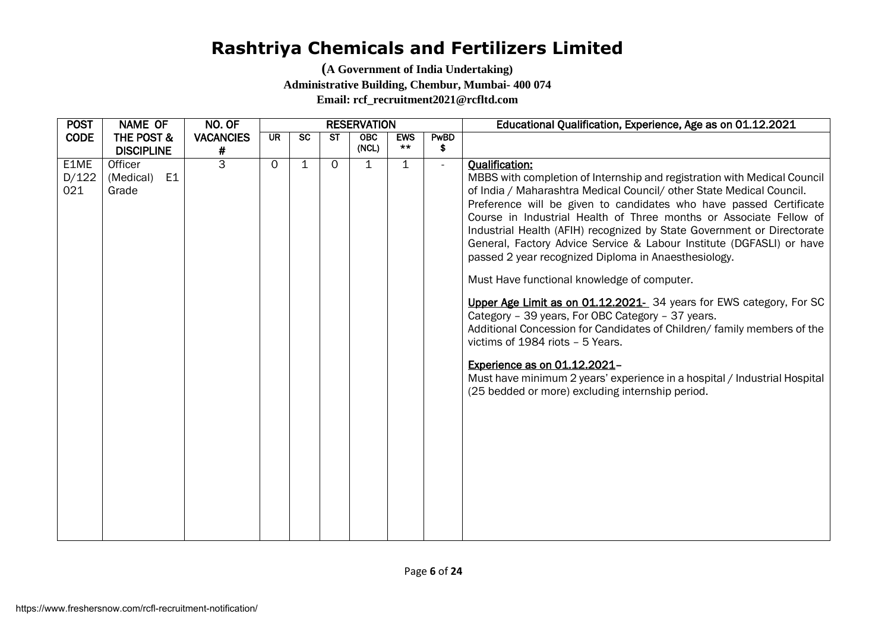# Rashtriya Chemicals and Fertilizers Limited

**(A Government of India Undertaking)**

**Administrative Building, Chembur, Mumbai- 400 074**

**Email: rcf_recruitment2021@rcfltd.com**

| POST CODE | NAME OF THE POST & DISCIPLINE | NO. OF VACANCIES # | RESERVATION | | | | | | Educational Qualification, Experience, Age as on 01.12.2021 |
|---|---|---|---|---|---|---|---|---|---|
| | | | UR | SC | ST | OBC (NCL) | EWS ** | PwBD $ | |
| E1MED/122021 | Officer (Medical) E1 Grade | 3 | 0 | 1 | 0 | 1 | 1 | - | **Qualification:** MBBS with completion of Internship and registration with Medical Council of India / Maharashtra Medical Council/ other State Medical Council. Preference will be given to candidates who have passed Certificate Course in Industrial Health of Three months or Associate Fellow of Industrial Health (AFIH) recognized by State Government or Directorate General, Factory Advice Service & Labour Institute (DGFASLI) or have passed 2 year recognized Diploma in Anaesthesiology. <br><br> Must Have functional knowledge of computer. <br><br> **Upper Age Limit as on 01.12.2021-** 34 years for EWS category, For SC Category – 39 years, For OBC Category – 37 years. Additional Concession for Candidates of Children/ family members of the victims of 1984 riots – 5 Years. <br><br> **Experience as on 01.12.2021–** Must have minimum 2 years' experience in a hospital / Industrial Hospital (25 bedded or more) excluding internship period. |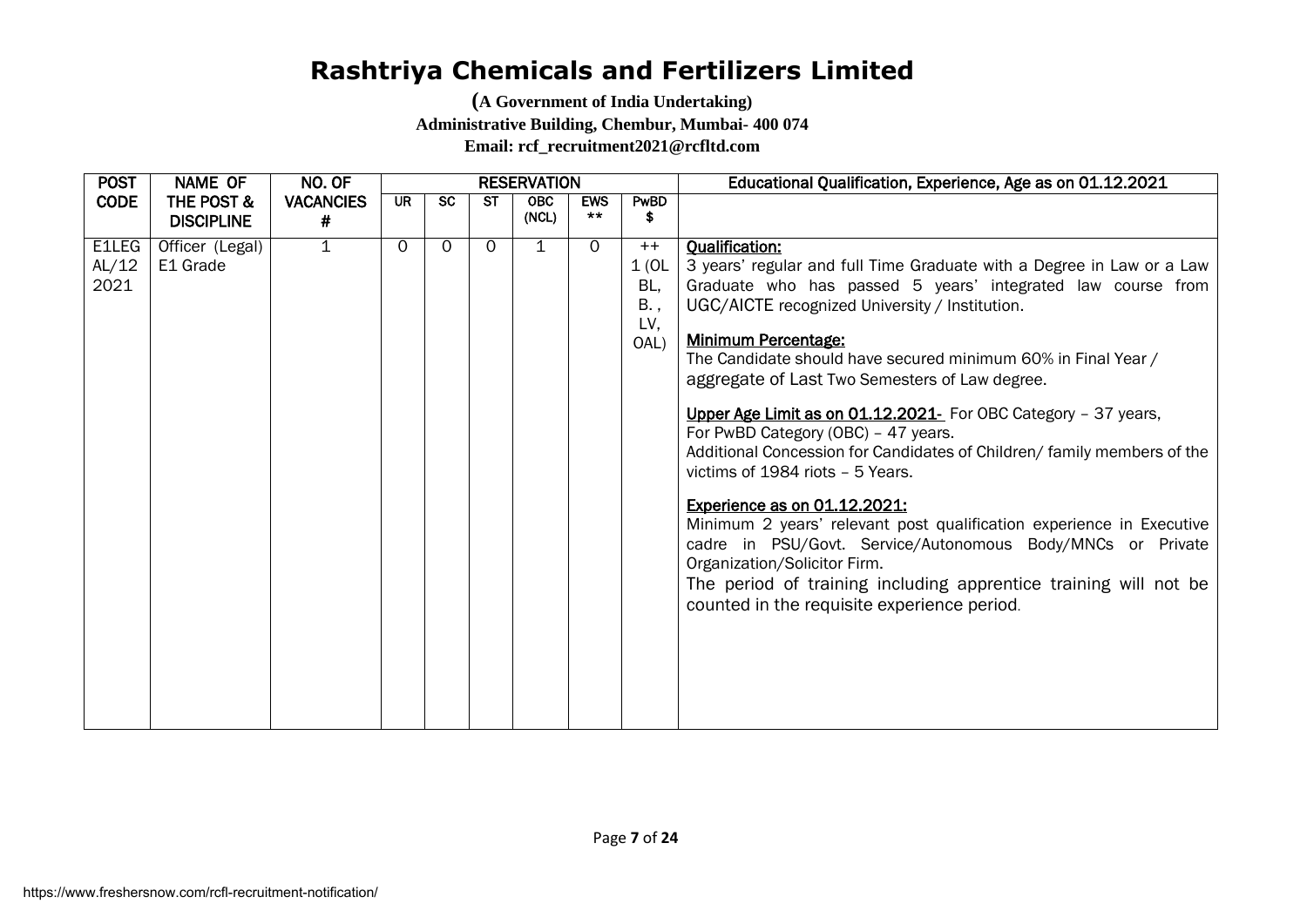# Rashtriya Chemicals and Fertilizers Limited

**(A Government of India Undertaking)**

**Administrative Building, Chembur, Mumbai- 400 074**

**Email: rcf_recruitment2021@rcfltd.com**

| POST CODE | NAME OF THE POST & DISCIPLINE | NO. OF VACANCIES # | RESERVATION | | | | | | Educational Qualification, Experience, Age as on 01.12.2021 |
|---|---|---|---|---|---|---|---|---|---|
| | | | UR | SC | ST | OBC (NCL) | EWS ** | PwBD $ | |
| E1LEGAL/12 2021 | Officer (Legal) E1 Grade | 1 | 0 | 0 | 0 | 1 | 0 | ++ 1 (OL BL, B. , LV, OAL) | **Qualification:** 3 years' regular and full Time Graduate with a Degree in Law or a Law Graduate who has passed 5 years' integrated law course from UGC/AICTE recognized University / Institution. **Minimum Percentage:** The Candidate should have secured minimum 60% in Final Year / aggregate of Last Two Semesters of Law degree. **Upper Age Limit as on 01.12.2021-** For OBC Category – 37 years, For PwBD Category (OBC) – 47 years. Additional Concession for Candidates of Children/ family members of the victims of 1984 riots – 5 Years. **Experience as on 01.12.2021:** Minimum 2 years' relevant post qualification experience in Executive cadre in PSU/Govt. Service/Autonomous Body/MNCs or Private Organization/Solicitor Firm. The period of training including apprentice training will not be counted in the requisite experience period. |

https://www.freshersnow.com/rcfl-recruitment-notification/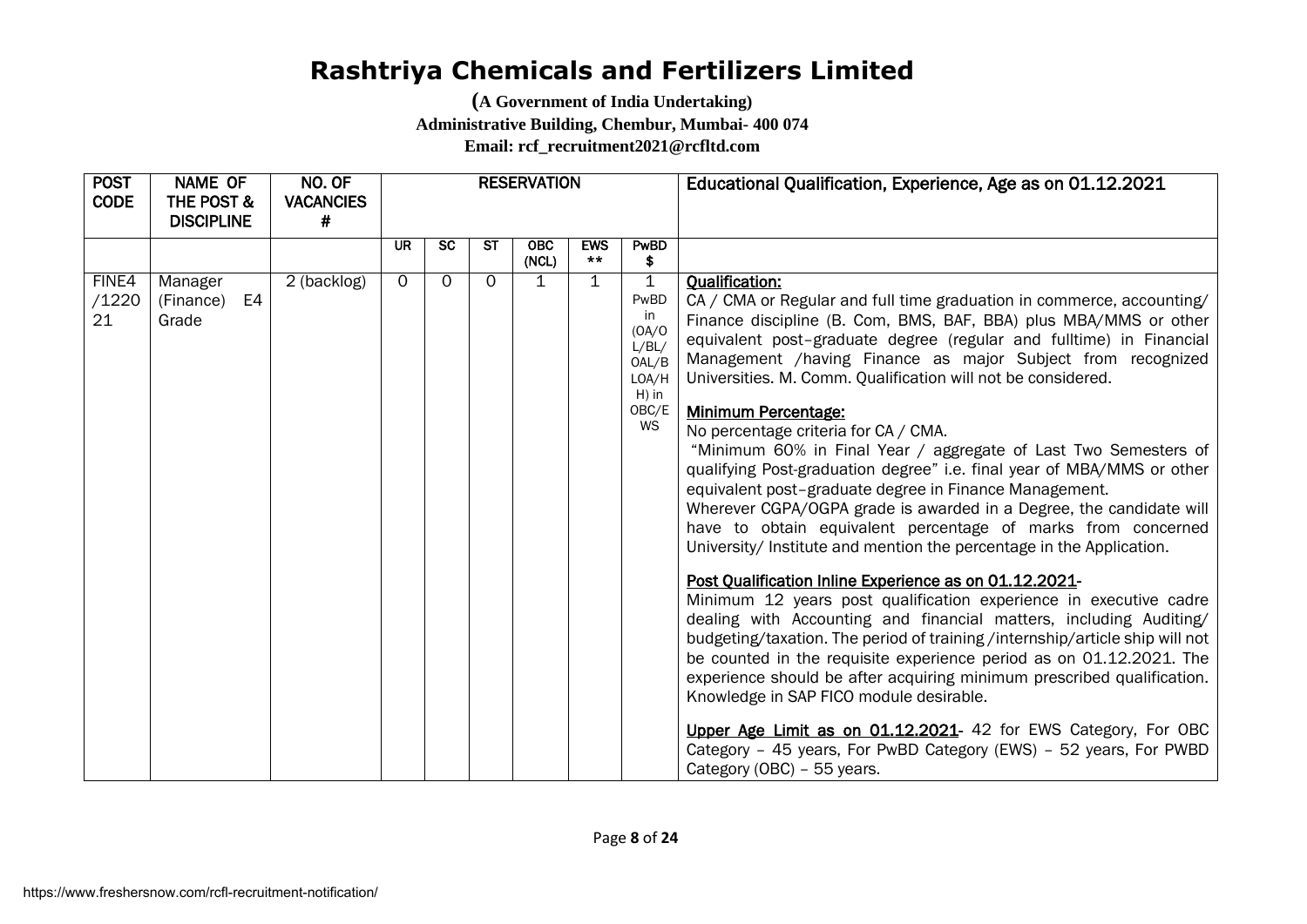# Rashtriya Chemicals and Fertilizers Limited

**(A Government of India Undertaking)**

**Administrative Building, Chembur, Mumbai- 400 074**

**Email: rcf_recruitment2021@rcfltd.com**

| POST CODE | NAME OF THE POST & DISCIPLINE | NO. OF VACANCIES # | RESERVATION | | | | | | Educational Qualification, Experience, Age as on 01.12.2021 |
|---|---|---|---|---|---|---|---|---|---|
| | | | UR | SC | ST | OBC (NCL) | EWS ** | PwBD $ | |
| FINE4/122021 | Manager (Finance) E4 Grade | 2 (backlog) | 0 | 0 | 0 | 1 | 1 | 1 PwBD in (OA/OL/BL/OAL/BLOA/HH) in OBC/EWS | <u>**Qualification:**</u><br>CA / CMA or Regular and full time graduation in commerce, accounting/ Finance discipline (B. Com, BMS, BAF, BBA) plus MBA/MMS or other equivalent post–graduate degree (regular and fulltime) in Financial Management /having Finance as major Subject from recognized Universities. M. Comm. Qualification will not be considered.<br><br><u>**Minimum Percentage:**</u><br>No percentage criteria for CA / CMA.<br>"Minimum 60% in Final Year / aggregate of Last Two Semesters of qualifying Post-graduation degree" i.e. final year of MBA/MMS or other equivalent post–graduate degree in Finance Management.<br>Wherever CGPA/OGPA grade is awarded in a Degree, the candidate will have to obtain equivalent percentage of marks from concerned University/ Institute and mention the percentage in the Application.<br><br><u>**Post Qualification Inline Experience as on 01.12.2021**</u>-<br>Minimum 12 years post qualification experience in executive cadre dealing with Accounting and financial matters, including Auditing/ budgeting/taxation. The period of training /internship/article ship will not be counted in the requisite experience period as on 01.12.2021. The experience should be after acquiring minimum prescribed qualification. Knowledge in SAP FICO module desirable.<br><br><u>**Upper Age Limit as on 01.12.2021**</u>- 42 for EWS Category, For OBC Category – 45 years, For PwBD Category (EWS) – 52 years, For PWBD Category (OBC) – 55 years. |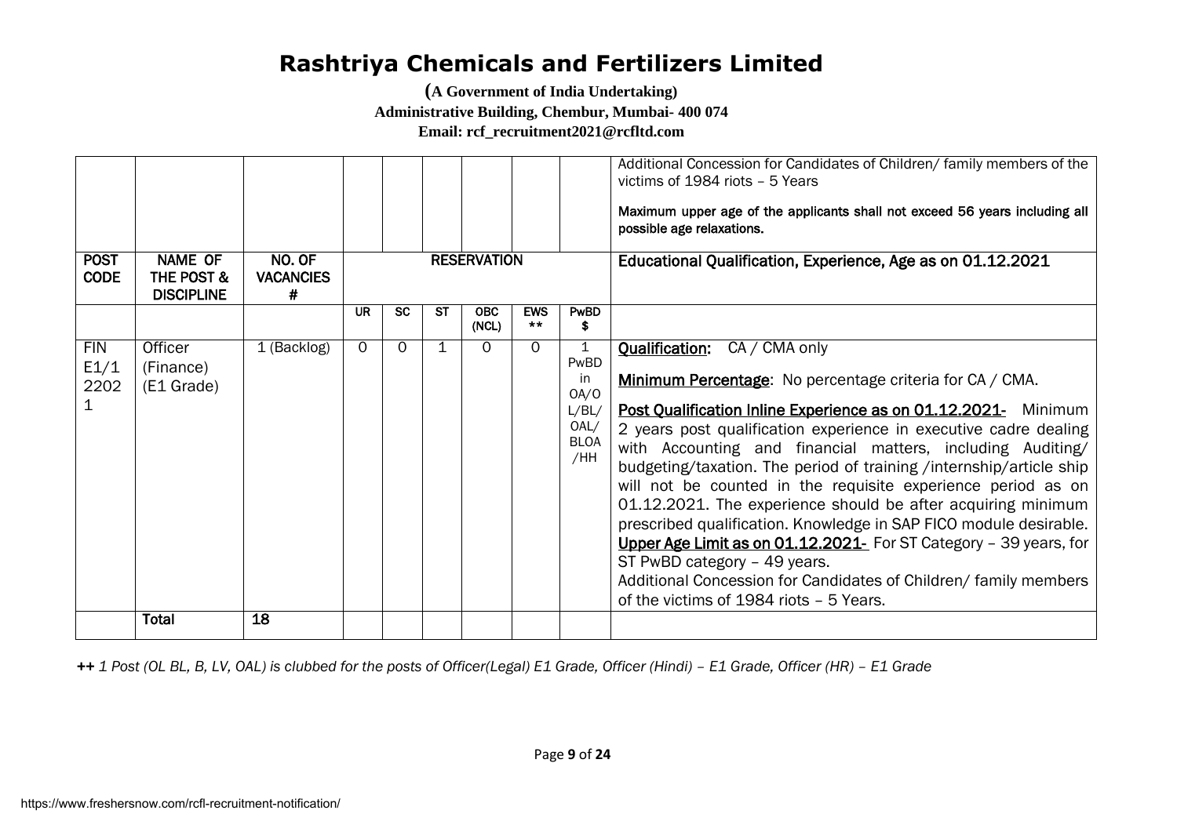# Rashtriya Chemicals and Fertilizers Limited

**(A Government of India Undertaking)**
**Administrative Building, Chembur, Mumbai- 400 074**
**Email: rcf_recruitment2021@rcfltd.com**

| | | | | | | | | | |
|---|---|---|---|---|---|---|---|---|---|
| | | | | | | | | | Additional Concession for Candidates of Children/ family members of the victims of 1984 riots – 5 Years<br><br>Maximum upper age of the applicants shall not exceed 56 years including all possible age relaxations. |
| **POST CODE** | **NAME OF THE POST & DISCIPLINE** | **NO. OF VACANCIES #** | **RESERVATION** | | | | | | **Educational Qualification, Experience, Age as on 01.12.2021** |
| | | | **UR** | **SC** | **ST** | **OBC (NCL)** | **EWS \*\*** | **PwBD $** | |
| FIN E1/1 2202 1 | Officer (Finance) (E1 Grade) | 1 (Backlog) | 0 | 0 | 1 | 0 | 0 | 1 PwBD in OA/OL/BL/OAL/BLOA/HH | **Qualification:** CA / CMA only<br><br>**Minimum Percentage**: No percentage criteria for CA / CMA.<br><br>**Post Qualification Inline Experience as on 01.12.2021-** Minimum 2 years post qualification experience in executive cadre dealing with Accounting and financial matters, including Auditing/ budgeting/taxation. The period of training /internship/article ship will not be counted in the requisite experience period as on 01.12.2021. The experience should be after acquiring minimum prescribed qualification. Knowledge in SAP FICO module desirable.<br>**Upper Age Limit as on 01.12.2021-** For ST Category – 39 years, for ST PwBD category – 49 years.<br>Additional Concession for Candidates of Children/ family members of the victims of 1984 riots – 5 Years. |
| | **Total** | **18** | | | | | | | |

*++ 1 Post (OL BL, B, LV, OAL) is clubbed for the posts of Officer(Legal) E1 Grade, Officer (Hindi) – E1 Grade, Officer (HR) – E1 Grade*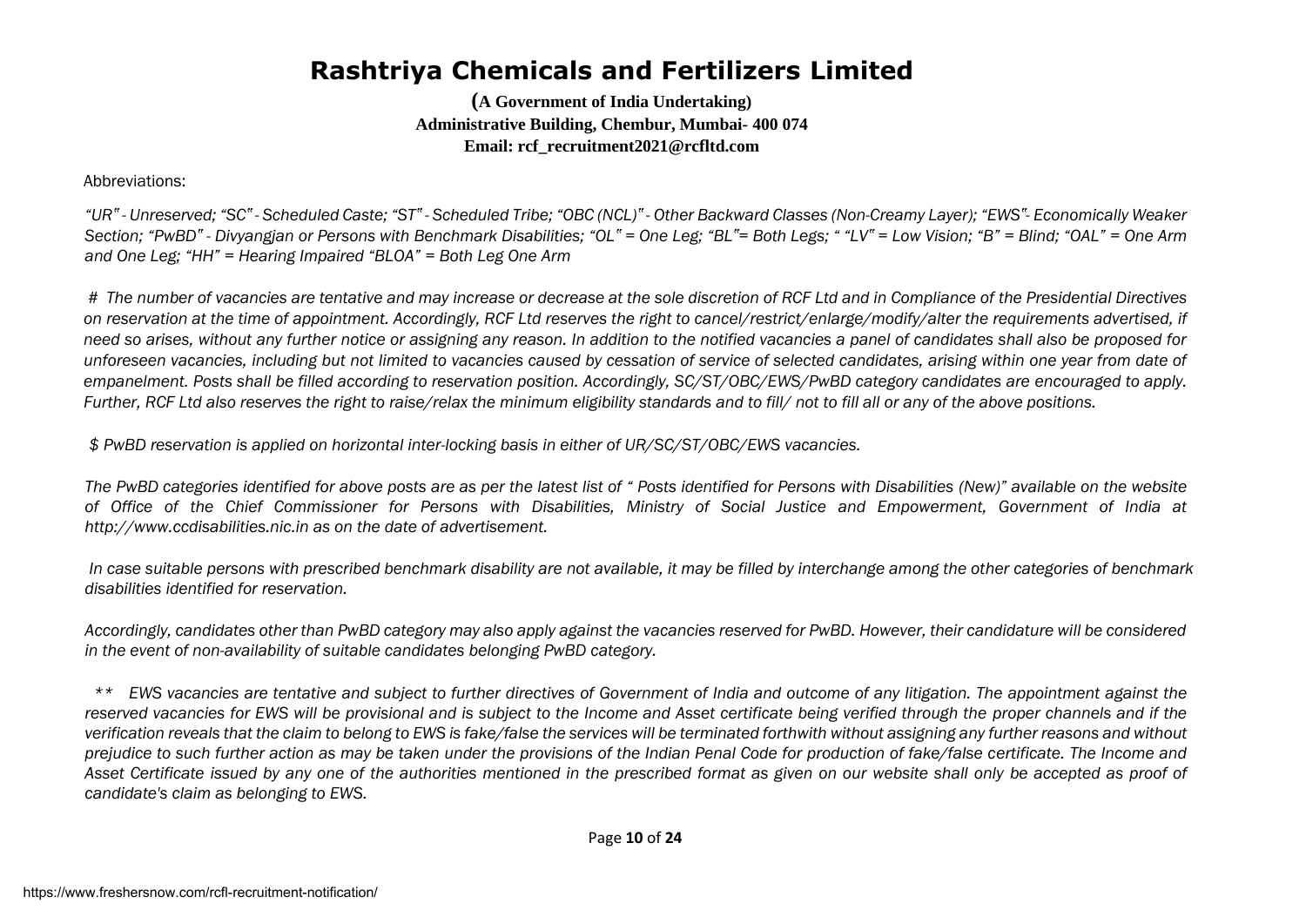# Rashtriya Chemicals and Fertilizers Limited

**(A Government of India Undertaking)**
**Administrative Building, Chembur, Mumbai- 400 074**
**Email: rcf_recruitment2021@rcfltd.com**

Abbreviations:

*"UR" - Unreserved; "SC" - Scheduled Caste; "ST" - Scheduled Tribe; "OBC (NCL)" - Other Backward Classes (Non-Creamy Layer); "EWS"- Economically Weaker Section; "PwBD" - Divyangjan or Persons with Benchmark Disabilities; "OL" = One Leg; "BL"= Both Legs; " "LV" = Low Vision; "B" = Blind; "OAL" = One Arm and One Leg; "HH" = Hearing Impaired "BLOA" = Both Leg One Arm*

*# The number of vacancies are tentative and may increase or decrease at the sole discretion of RCF Ltd and in Compliance of the Presidential Directives on reservation at the time of appointment. Accordingly, RCF Ltd reserves the right to cancel/restrict/enlarge/modify/alter the requirements advertised, if need so arises, without any further notice or assigning any reason. In addition to the notified vacancies a panel of candidates shall also be proposed for unforeseen vacancies, including but not limited to vacancies caused by cessation of service of selected candidates, arising within one year from date of empanelment. Posts shall be filled according to reservation position. Accordingly, SC/ST/OBC/EWS/PwBD category candidates are encouraged to apply. Further, RCF Ltd also reserves the right to raise/relax the minimum eligibility standards and to fill/ not to fill all or any of the above positions.*

*$ PwBD reservation is applied on horizontal inter-locking basis in either of UR/SC/ST/OBC/EWS vacancies.*

*The PwBD categories identified for above posts are as per the latest list of " Posts identified for Persons with Disabilities (New)" available on the website of Office of the Chief Commissioner for Persons with Disabilities, Ministry of Social Justice and Empowerment, Government of India at http://www.ccdisabilities.nic.in as on the date of advertisement.*

*In case suitable persons with prescribed benchmark disability are not available, it may be filled by interchange among the other categories of benchmark disabilities identified for reservation.*

*Accordingly, candidates other than PwBD category may also apply against the vacancies reserved for PwBD. However, their candidature will be considered in the event of non-availability of suitable candidates belonging PwBD category.*

*\*\* EWS vacancies are tentative and subject to further directives of Government of India and outcome of any litigation. The appointment against the reserved vacancies for EWS will be provisional and is subject to the Income and Asset certificate being verified through the proper channels and if the verification reveals that the claim to belong to EWS is fake/false the services will be terminated forthwith without assigning any further reasons and without prejudice to such further action as may be taken under the provisions of the Indian Penal Code for production of fake/false certificate. The Income and Asset Certificate issued by any one of the authorities mentioned in the prescribed format as given on our website shall only be accepted as proof of candidate's claim as belonging to EWS.*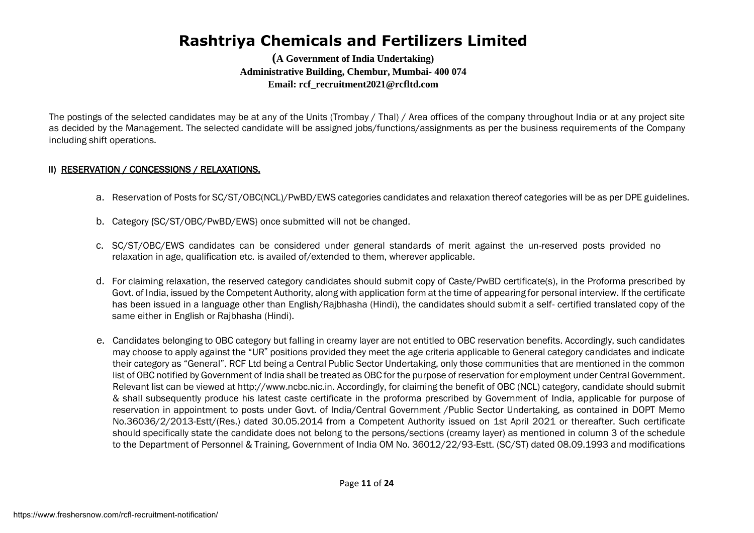# Rashtriya Chemicals and Fertilizers Limited

**(A Government of India Undertaking)**
**Administrative Building, Chembur, Mumbai- 400 074**
**Email: rcf_recruitment2021@rcfltd.com**

The postings of the selected candidates may be at any of the Units (Trombay / Thal) / Area offices of the company throughout India or at any project site as decided by the Management. The selected candidate will be assigned jobs/functions/assignments as per the business requirements of the Company including shift operations.

## II) RESERVATION / CONCESSIONS / RELAXATIONS.

a. Reservation of Posts for SC/ST/OBC(NCL)/PwBD/EWS categories candidates and relaxation thereof categories will be as per DPE guidelines.

b. Category {SC/ST/OBC/PwBD/EWS} once submitted will not be changed.

c. SC/ST/OBC/EWS candidates can be considered under general standards of merit against the un-reserved posts provided no relaxation in age, qualification etc. is availed of/extended to them, wherever applicable.

d. For claiming relaxation, the reserved category candidates should submit copy of Caste/PwBD certificate(s), in the Proforma prescribed by Govt. of India, issued by the Competent Authority, along with application form at the time of appearing for personal interview. If the certificate has been issued in a language other than English/Rajbhasha (Hindi), the candidates should submit a self- certified translated copy of the same either in English or Rajbhasha (Hindi).

e. Candidates belonging to OBC category but falling in creamy layer are not entitled to OBC reservation benefits. Accordingly, such candidates may choose to apply against the "UR" positions provided they meet the age criteria applicable to General category candidates and indicate their category as "General". RCF Ltd being a Central Public Sector Undertaking, only those communities that are mentioned in the common list of OBC notified by Government of India shall be treated as OBC for the purpose of reservation for employment under Central Government. Relevant list can be viewed at http://www.ncbc.nic.in. Accordingly, for claiming the benefit of OBC (NCL) category, candidate should submit & shall subsequently produce his latest caste certificate in the proforma prescribed by Government of India, applicable for purpose of reservation in appointment to posts under Govt. of India/Central Government /Public Sector Undertaking, as contained in DOPT Memo No.36036/2/2013-Estt/(Res.) dated 30.05.2014 from a Competent Authority issued on 1st April 2021 or thereafter. Such certificate should specifically state the candidate does not belong to the persons/sections (creamy layer) as mentioned in column 3 of the schedule to the Department of Personnel & Training, Government of India OM No. 36012/22/93-Estt. (SC/ST) dated 08.09.1993 and modifications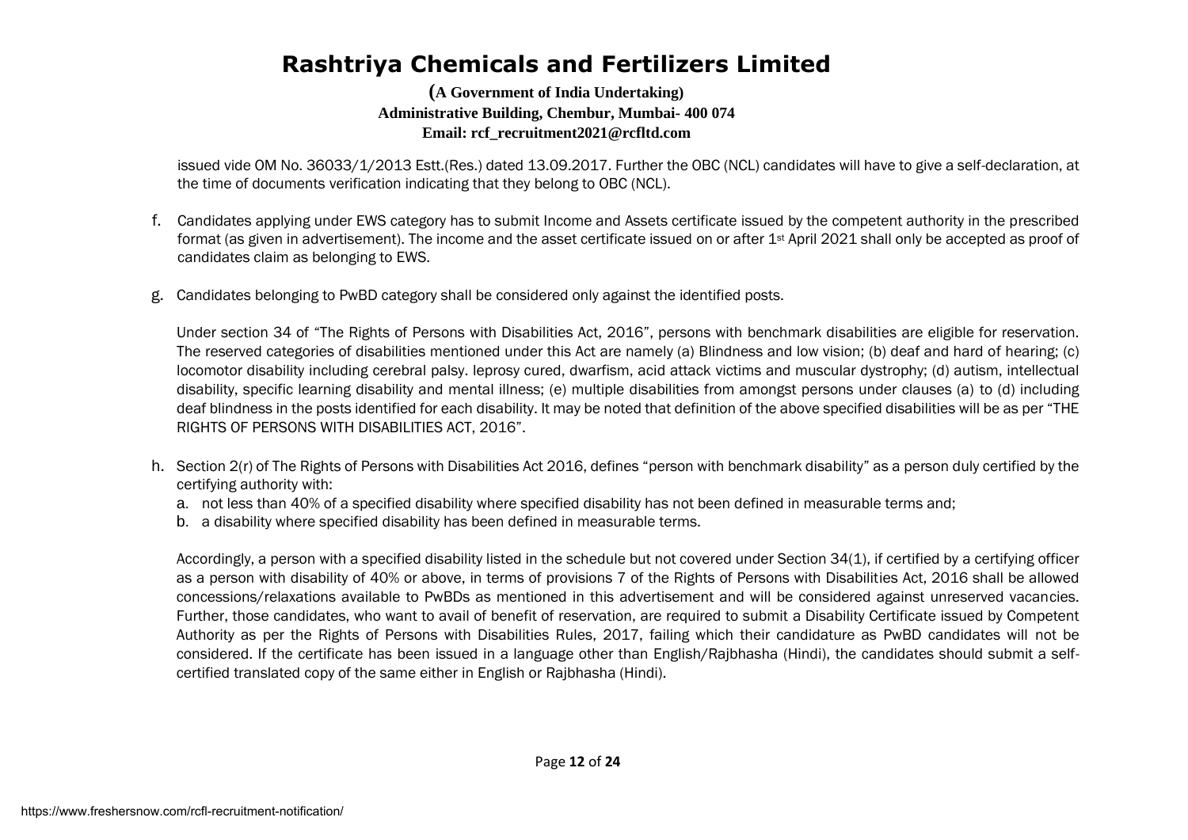issued vide OM No. 36033/1/2013 Estt.(Res.) dated 13.09.2017. Further the OBC (NCL) candidates will have to give a self-declaration, at the time of documents verification indicating that they belong to OBC (NCL).

f. Candidates applying under EWS category has to submit Income and Assets certificate issued by the competent authority in the prescribed format (as given in advertisement). The income and the asset certificate issued on or after 1st April 2021 shall only be accepted as proof of candidates claim as belonging to EWS.

g. Candidates belonging to PwBD category shall be considered only against the identified posts.

   Under section 34 of "The Rights of Persons with Disabilities Act, 2016", persons with benchmark disabilities are eligible for reservation. The reserved categories of disabilities mentioned under this Act are namely (a) Blindness and low vision; (b) deaf and hard of hearing; (c) locomotor disability including cerebral palsy. leprosy cured, dwarfism, acid attack victims and muscular dystrophy; (d) autism, intellectual disability, specific learning disability and mental illness; (e) multiple disabilities from amongst persons under clauses (a) to (d) including deaf blindness in the posts identified for each disability. It may be noted that definition of the above specified disabilities will be as per "THE RIGHTS OF PERSONS WITH DISABILITIES ACT, 2016".

h. Section 2(r) of The Rights of Persons with Disabilities Act 2016, defines "person with benchmark disability" as a person duly certified by the certifying authority with:
   a. not less than 40% of a specified disability where specified disability has not been defined in measurable terms and;
   b. a disability where specified disability has been defined in measurable terms.

   Accordingly, a person with a specified disability listed in the schedule but not covered under Section 34(1), if certified by a certifying officer as a person with disability of 40% or above, in terms of provisions 7 of the Rights of Persons with Disabilities Act, 2016 shall be allowed concessions/relaxations available to PwBDs as mentioned in this advertisement and will be considered against unreserved vacancies. Further, those candidates, who want to avail of benefit of reservation, are required to submit a Disability Certificate issued by Competent Authority as per the Rights of Persons with Disabilities Rules, 2017, failing which their candidature as PwBD candidates will not be considered. If the certificate has been issued in a language other than English/Rajbhasha (Hindi), the candidates should submit a self-certified translated copy of the same either in English or Rajbhasha (Hindi).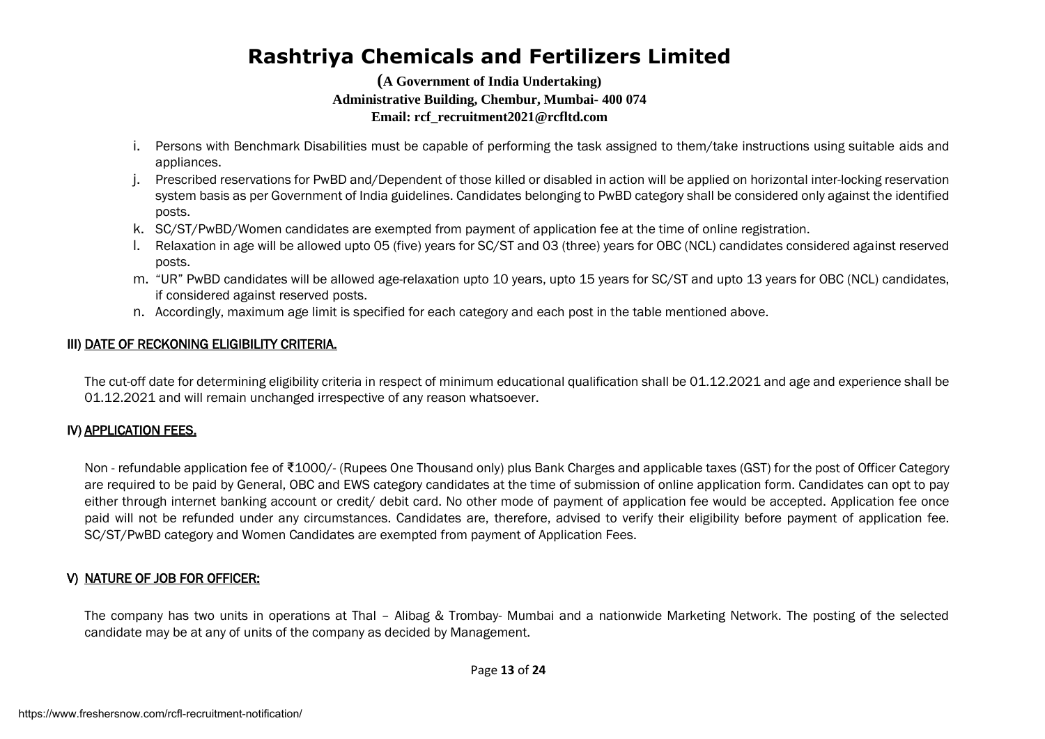i. Persons with Benchmark Disabilities must be capable of performing the task assigned to them/take instructions using suitable aids and appliances.
j. Prescribed reservations for PwBD and/Dependent of those killed or disabled in action will be applied on horizontal inter-locking reservation system basis as per Government of India guidelines. Candidates belonging to PwBD category shall be considered only against the identified posts.
k. SC/ST/PwBD/Women candidates are exempted from payment of application fee at the time of online registration.
l. Relaxation in age will be allowed upto 05 (five) years for SC/ST and 03 (three) years for OBC (NCL) candidates considered against reserved posts.
m. "UR" PwBD candidates will be allowed age-relaxation upto 10 years, upto 15 years for SC/ST and upto 13 years for OBC (NCL) candidates, if considered against reserved posts.
n. Accordingly, maximum age limit is specified for each category and each post in the table mentioned above.

## III) DATE OF RECKONING ELIGIBILITY CRITERIA.

The cut-off date for determining eligibility criteria in respect of minimum educational qualification shall be 01.12.2021 and age and experience shall be 01.12.2021 and will remain unchanged irrespective of any reason whatsoever.

## IV) APPLICATION FEES.

Non - refundable application fee of ₹1000/- (Rupees One Thousand only) plus Bank Charges and applicable taxes (GST) for the post of Officer Category are required to be paid by General, OBC and EWS category candidates at the time of submission of online application form. Candidates can opt to pay either through internet banking account or credit/ debit card. No other mode of payment of application fee would be accepted. Application fee once paid will not be refunded under any circumstances. Candidates are, therefore, advised to verify their eligibility before payment of application fee. SC/ST/PwBD category and Women Candidates are exempted from payment of Application Fees.

## V) NATURE OF JOB FOR OFFICER:

The company has two units in operations at Thal – Alibag & Trombay- Mumbai and a nationwide Marketing Network. The posting of the selected candidate may be at any of units of the company as decided by Management.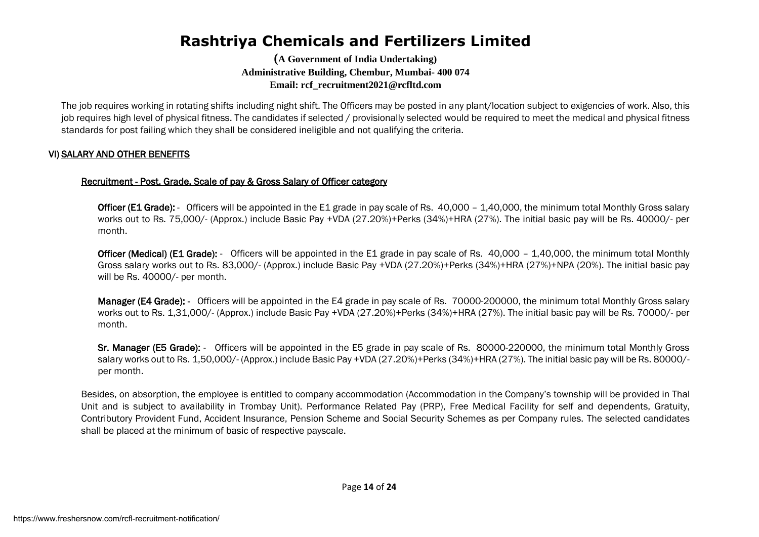The job requires working in rotating shifts including night shift. The Officers may be posted in any plant/location subject to exigencies of work. Also, this job requires high level of physical fitness. The candidates if selected / provisionally selected would be required to meet the medical and physical fitness standards for post failing which they shall be considered ineligible and not qualifying the criteria.

## VI) SALARY AND OTHER BENEFITS

### Recruitment - Post, Grade, Scale of pay & Gross Salary of Officer category

**Officer (E1 Grade):** - Officers will be appointed in the E1 grade in pay scale of Rs. 40,000 – 1,40,000, the minimum total Monthly Gross salary works out to Rs. 75,000/- (Approx.) include Basic Pay +VDA (27.20%)+Perks (34%)+HRA (27%). The initial basic pay will be Rs. 40000/- per month.

**Officer (Medical) (E1 Grade):** - Officers will be appointed in the E1 grade in pay scale of Rs. 40,000 – 1,40,000, the minimum total Monthly Gross salary works out to Rs. 83,000/- (Approx.) include Basic Pay +VDA (27.20%)+Perks (34%)+HRA (27%)+NPA (20%). The initial basic pay will be Rs. 40000/- per month.

**Manager (E4 Grade): -** Officers will be appointed in the E4 grade in pay scale of Rs. 70000-200000, the minimum total Monthly Gross salary works out to Rs. 1,31,000/- (Approx.) include Basic Pay +VDA (27.20%)+Perks (34%)+HRA (27%). The initial basic pay will be Rs. 70000/- per month.

**Sr. Manager (E5 Grade):** - Officers will be appointed in the E5 grade in pay scale of Rs. 80000-220000, the minimum total Monthly Gross salary works out to Rs. 1,50,000/- (Approx.) include Basic Pay +VDA (27.20%)+Perks (34%)+HRA (27%). The initial basic pay will be Rs. 80000/- per month.

Besides, on absorption, the employee is entitled to company accommodation (Accommodation in the Company's township will be provided in Thal Unit and is subject to availability in Trombay Unit). Performance Related Pay (PRP), Free Medical Facility for self and dependents, Gratuity, Contributory Provident Fund, Accident Insurance, Pension Scheme and Social Security Schemes as per Company rules. The selected candidates shall be placed at the minimum of basic of respective payscale.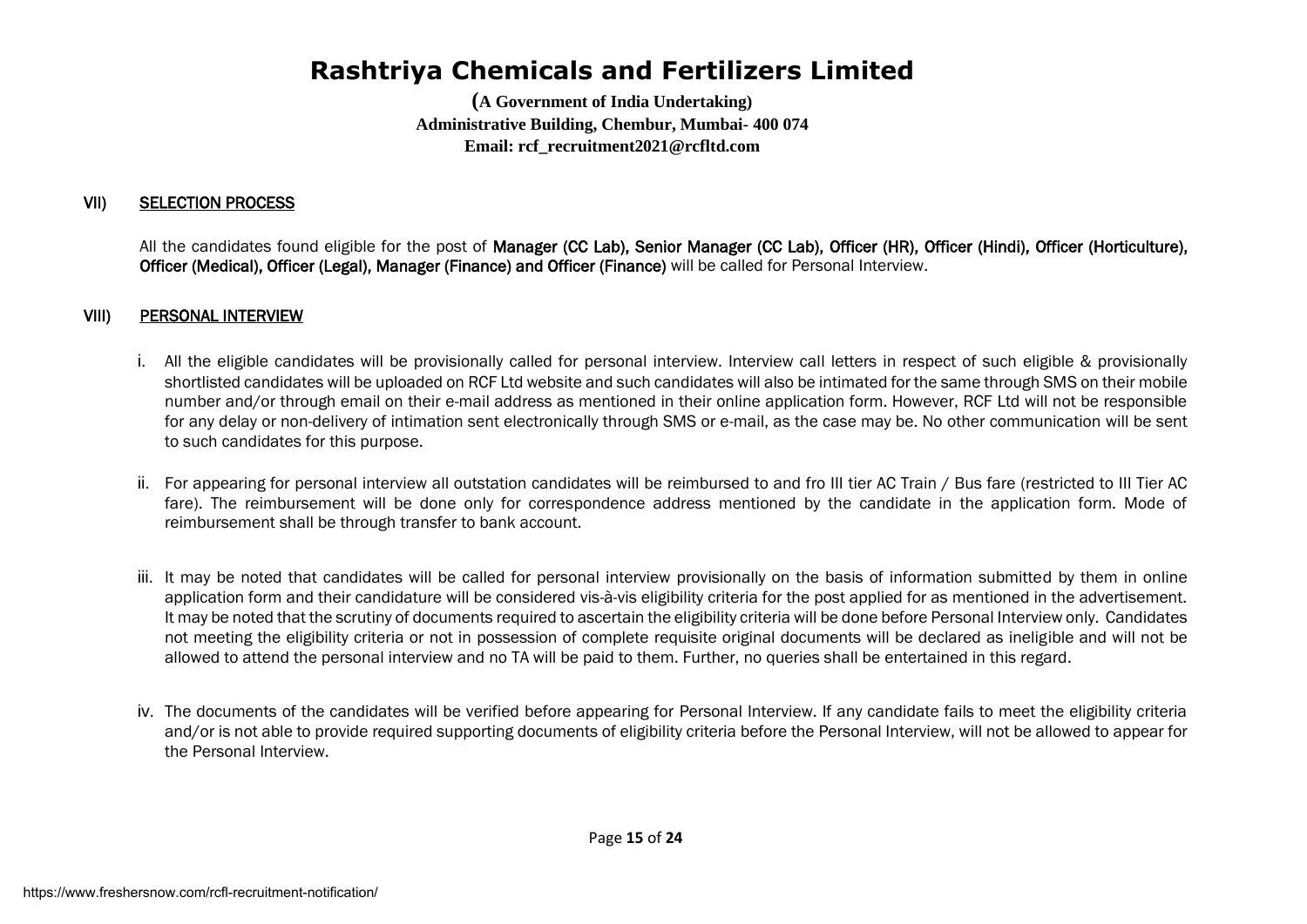# Rashtriya Chemicals and Fertilizers Limited

**(A Government of India Undertaking)**
**Administrative Building, Chembur, Mumbai- 400 074**
**Email: rcf_recruitment2021@rcfltd.com**

## VII) SELECTION PROCESS

All the candidates found eligible for the post of **Manager (CC Lab), Senior Manager (CC Lab), Officer (HR), Officer (Hindi), Officer (Horticulture), Officer (Medical), Officer (Legal), Manager (Finance) and Officer (Finance)** will be called for Personal Interview.

## VIII) PERSONAL INTERVIEW

i. All the eligible candidates will be provisionally called for personal interview. Interview call letters in respect of such eligible & provisionally shortlisted candidates will be uploaded on RCF Ltd website and such candidates will also be intimated for the same through SMS on their mobile number and/or through email on their e-mail address as mentioned in their online application form. However, RCF Ltd will not be responsible for any delay or non-delivery of intimation sent electronically through SMS or e-mail, as the case may be. No other communication will be sent to such candidates for this purpose.

ii. For appearing for personal interview all outstation candidates will be reimbursed to and fro III tier AC Train / Bus fare (restricted to III Tier AC fare). The reimbursement will be done only for correspondence address mentioned by the candidate in the application form. Mode of reimbursement shall be through transfer to bank account.

iii. It may be noted that candidates will be called for personal interview provisionally on the basis of information submitted by them in online application form and their candidature will be considered vis-à-vis eligibility criteria for the post applied for as mentioned in the advertisement. It may be noted that the scrutiny of documents required to ascertain the eligibility criteria will be done before Personal Interview only. Candidates not meeting the eligibility criteria or not in possession of complete requisite original documents will be declared as ineligible and will not be allowed to attend the personal interview and no TA will be paid to them. Further, no queries shall be entertained in this regard.

iv. The documents of the candidates will be verified before appearing for Personal Interview. If any candidate fails to meet the eligibility criteria and/or is not able to provide required supporting documents of eligibility criteria before the Personal Interview, will not be allowed to appear for the Personal Interview.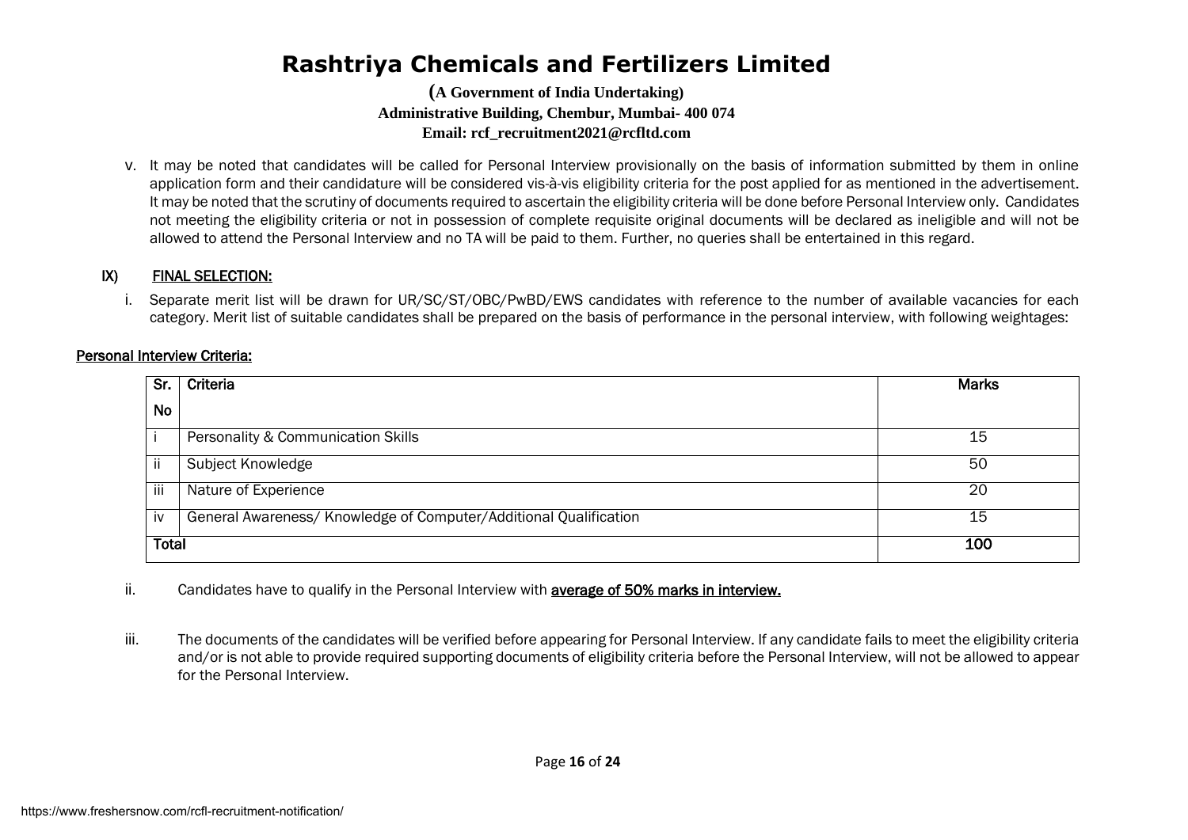v. It may be noted that candidates will be called for Personal Interview provisionally on the basis of information submitted by them in online application form and their candidature will be considered vis-à-vis eligibility criteria for the post applied for as mentioned in the advertisement. It may be noted that the scrutiny of documents required to ascertain the eligibility criteria will be done before Personal Interview only. Candidates not meeting the eligibility criteria or not in possession of complete requisite original documents will be declared as ineligible and will not be allowed to attend the Personal Interview and no TA will be paid to them. Further, no queries shall be entertained in this regard.

## IX) FINAL SELECTION:

i. Separate merit list will be drawn for UR/SC/ST/OBC/PwBD/EWS candidates with reference to the number of available vacancies for each category. Merit list of suitable candidates shall be prepared on the basis of performance in the personal interview, with following weightages:

**Personal Interview Criteria:**

| Sr. No | Criteria | Marks |
|---|---|---|
| i | Personality & Communication Skills | 15 |
| ii | Subject Knowledge | 50 |
| iii | Nature of Experience | 20 |
| iv | General Awareness/ Knowledge of Computer/Additional Qualification | 15 |
| **Total** | | **100** |

ii. Candidates have to qualify in the Personal Interview with **average of 50% marks in interview.**

iii. The documents of the candidates will be verified before appearing for Personal Interview. If any candidate fails to meet the eligibility criteria and/or is not able to provide required supporting documents of eligibility criteria before the Personal Interview, will not be allowed to appear for the Personal Interview.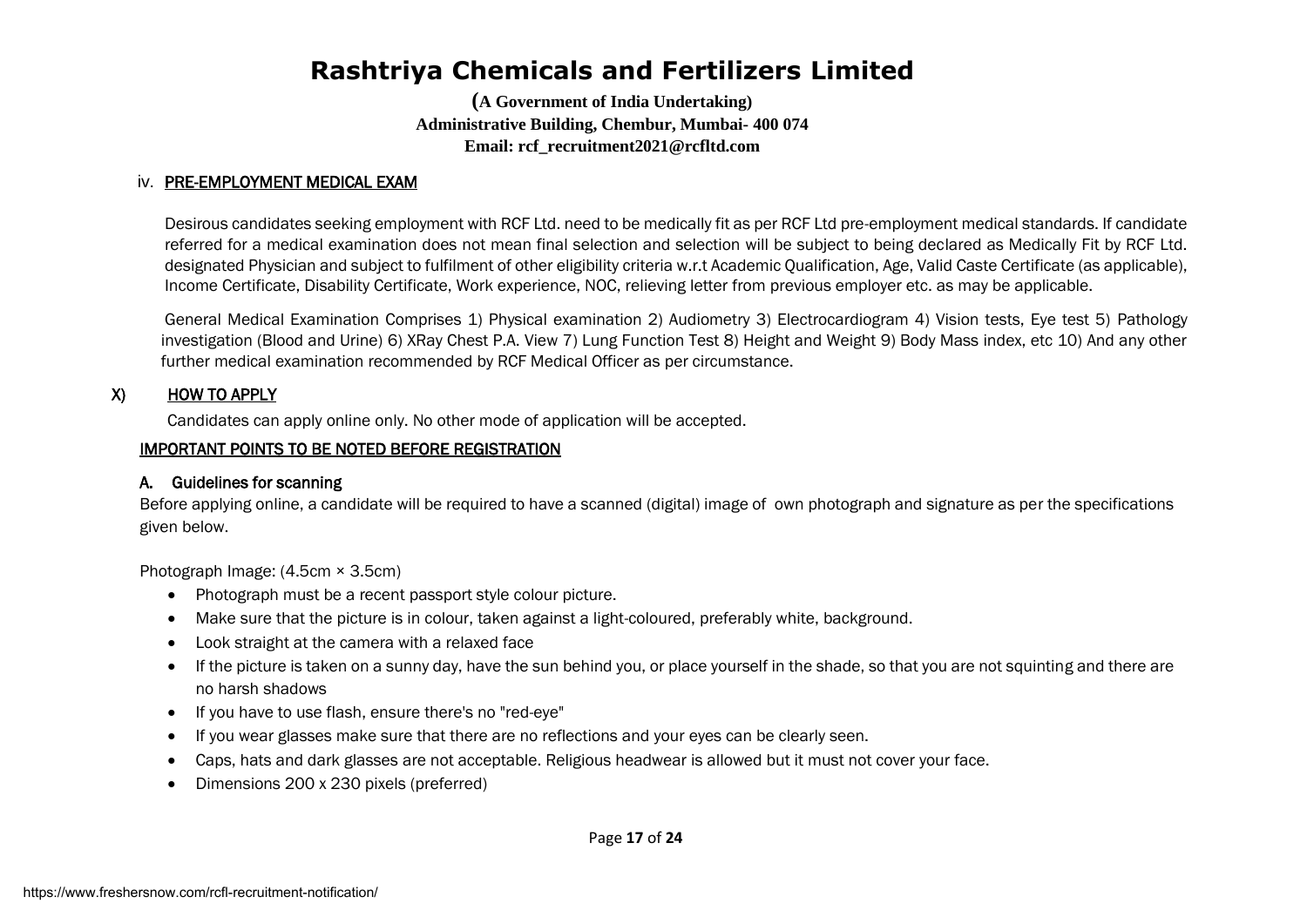iv. PRE-EMPLOYMENT MEDICAL EXAM

Desirous candidates seeking employment with RCF Ltd. need to be medically fit as per RCF Ltd pre-employment medical standards. If candidate referred for a medical examination does not mean final selection and selection will be subject to being declared as Medically Fit by RCF Ltd. designated Physician and subject to fulfilment of other eligibility criteria w.r.t Academic Qualification, Age, Valid Caste Certificate (as applicable), Income Certificate, Disability Certificate, Work experience, NOC, relieving letter from previous employer etc. as may be applicable.

General Medical Examination Comprises 1) Physical examination 2) Audiometry 3) Electrocardiogram 4) Vision tests, Eye test 5) Pathology investigation (Blood and Urine) 6) XRay Chest P.A. View 7) Lung Function Test 8) Height and Weight 9) Body Mass index, etc 10) And any other further medical examination recommended by RCF Medical Officer as per circumstance.

## X) HOW TO APPLY

Candidates can apply online only. No other mode of application will be accepted.

### IMPORTANT POINTS TO BE NOTED BEFORE REGISTRATION

#### A. Guidelines for scanning

Before applying online, a candidate will be required to have a scanned (digital) image of own photograph and signature as per the specifications given below.

Photograph Image: (4.5cm × 3.5cm)

- Photograph must be a recent passport style colour picture.
- Make sure that the picture is in colour, taken against a light-coloured, preferably white, background.
- Look straight at the camera with a relaxed face
- If the picture is taken on a sunny day, have the sun behind you, or place yourself in the shade, so that you are not squinting and there are no harsh shadows
- If you have to use flash, ensure there's no "red-eye"
- If you wear glasses make sure that there are no reflections and your eyes can be clearly seen.
- Caps, hats and dark glasses are not acceptable. Religious headwear is allowed but it must not cover your face.
- Dimensions 200 x 230 pixels (preferred)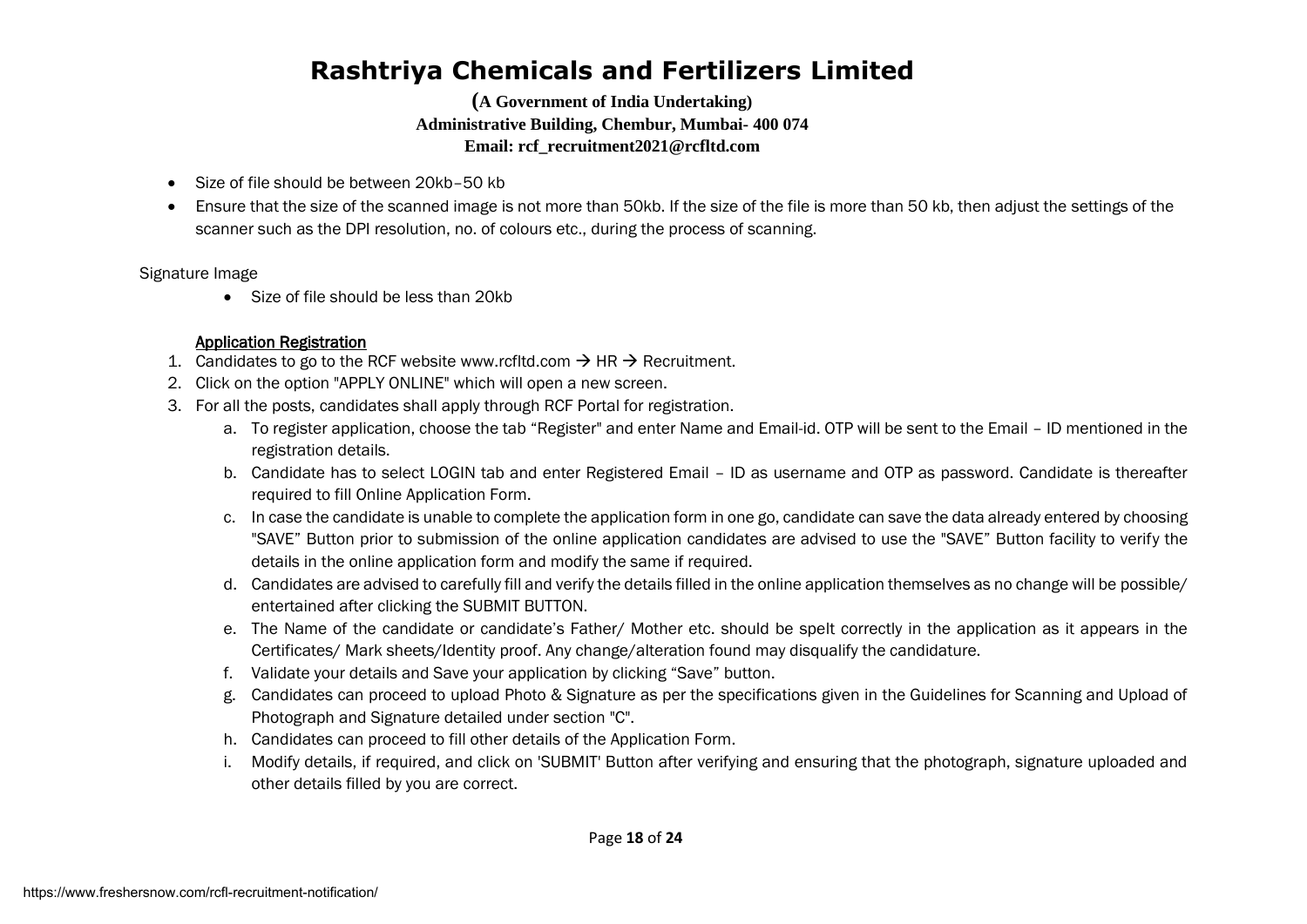- Size of file should be between 20kb–50 kb
- Ensure that the size of the scanned image is not more than 50kb. If the size of the file is more than 50 kb, then adjust the settings of the scanner such as the DPI resolution, no. of colours etc., during the process of scanning.

Signature Image

- Size of file should be less than 20kb

<u>Application Registration</u>

1. Candidates to go to the RCF website www.rcfltd.com → HR → Recruitment.
2. Click on the option "APPLY ONLINE" which will open a new screen.
3. For all the posts, candidates shall apply through RCF Portal for registration.
   a. To register application, choose the tab "Register" and enter Name and Email-id. OTP will be sent to the Email – ID mentioned in the registration details.
   b. Candidate has to select LOGIN tab and enter Registered Email – ID as username and OTP as password. Candidate is thereafter required to fill Online Application Form.
   c. In case the candidate is unable to complete the application form in one go, candidate can save the data already entered by choosing "SAVE" Button prior to submission of the online application candidates are advised to use the "SAVE" Button facility to verify the details in the online application form and modify the same if required.
   d. Candidates are advised to carefully fill and verify the details filled in the online application themselves as no change will be possible/ entertained after clicking the SUBMIT BUTTON.
   e. The Name of the candidate or candidate's Father/ Mother etc. should be spelt correctly in the application as it appears in the Certificates/ Mark sheets/Identity proof. Any change/alteration found may disqualify the candidature.
   f. Validate your details and Save your application by clicking "Save" button.
   g. Candidates can proceed to upload Photo & Signature as per the specifications given in the Guidelines for Scanning and Upload of Photograph and Signature detailed under section "C".
   h. Candidates can proceed to fill other details of the Application Form.
   i. Modify details, if required, and click on 'SUBMIT' Button after verifying and ensuring that the photograph, signature uploaded and other details filled by you are correct.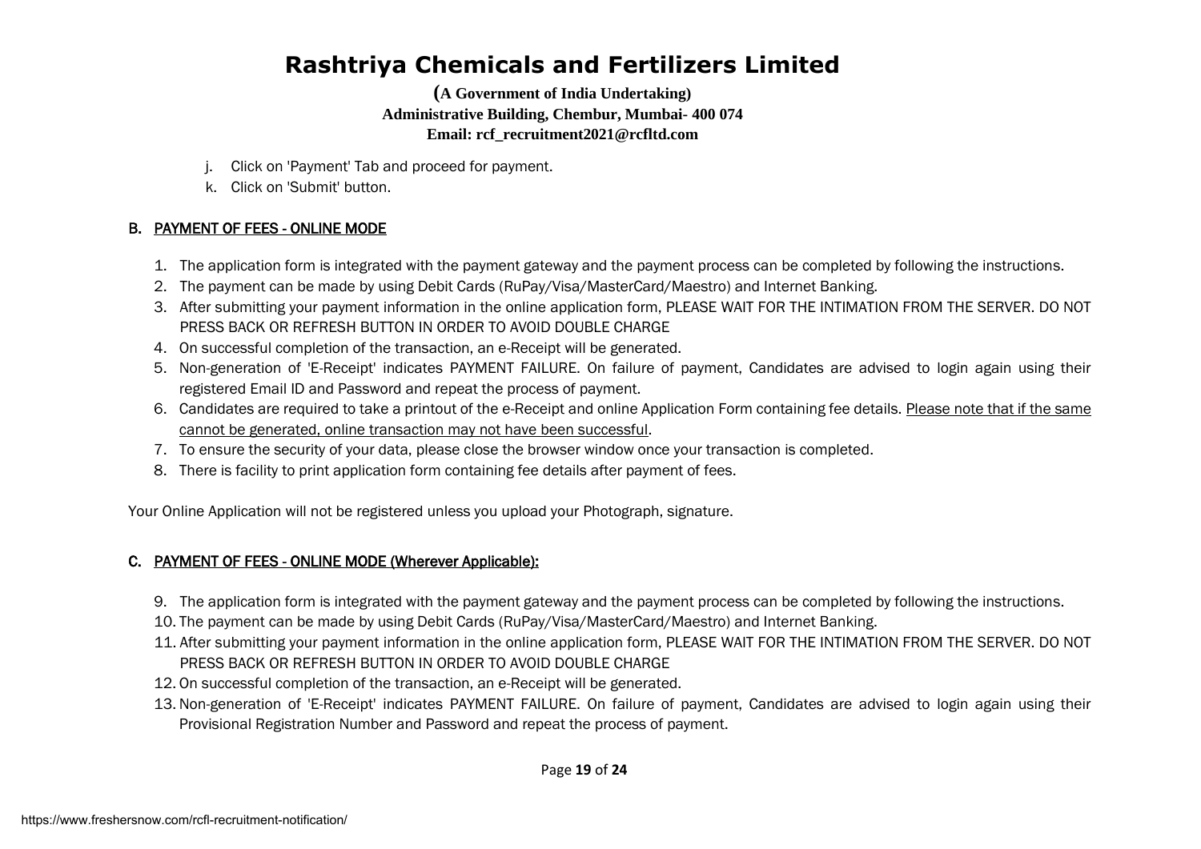j. Click on 'Payment' Tab and proceed for payment.
k. Click on 'Submit' button.

### B. PAYMENT OF FEES - ONLINE MODE

1. The application form is integrated with the payment gateway and the payment process can be completed by following the instructions.
2. The payment can be made by using Debit Cards (RuPay/Visa/MasterCard/Maestro) and Internet Banking.
3. After submitting your payment information in the online application form, PLEASE WAIT FOR THE INTIMATION FROM THE SERVER. DO NOT PRESS BACK OR REFRESH BUTTON IN ORDER TO AVOID DOUBLE CHARGE
4. On successful completion of the transaction, an e-Receipt will be generated.
5. Non-generation of 'E-Receipt' indicates PAYMENT FAILURE. On failure of payment, Candidates are advised to login again using their registered Email ID and Password and repeat the process of payment.
6. Candidates are required to take a printout of the e-Receipt and online Application Form containing fee details. Please note that if the same cannot be generated, online transaction may not have been successful.
7. To ensure the security of your data, please close the browser window once your transaction is completed.
8. There is facility to print application form containing fee details after payment of fees.

Your Online Application will not be registered unless you upload your Photograph, signature.

### C. PAYMENT OF FEES - ONLINE MODE (Wherever Applicable):

9. The application form is integrated with the payment gateway and the payment process can be completed by following the instructions.
10. The payment can be made by using Debit Cards (RuPay/Visa/MasterCard/Maestro) and Internet Banking.
11. After submitting your payment information in the online application form, PLEASE WAIT FOR THE INTIMATION FROM THE SERVER. DO NOT PRESS BACK OR REFRESH BUTTON IN ORDER TO AVOID DOUBLE CHARGE
12. On successful completion of the transaction, an e-Receipt will be generated.
13. Non-generation of 'E-Receipt' indicates PAYMENT FAILURE. On failure of payment, Candidates are advised to login again using their Provisional Registration Number and Password and repeat the process of payment.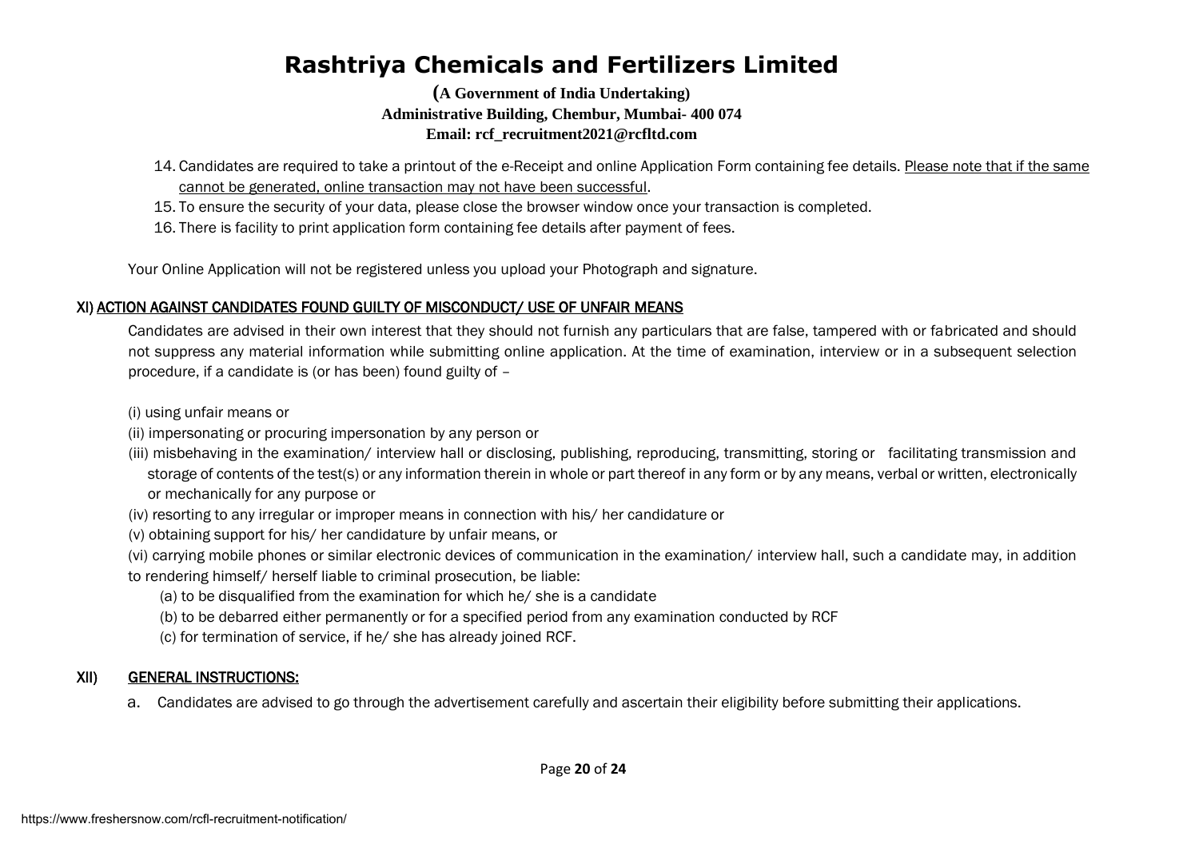14. Candidates are required to take a printout of the e-Receipt and online Application Form containing fee details. Please note that if the same cannot be generated, online transaction may not have been successful.
15. To ensure the security of your data, please close the browser window once your transaction is completed.
16. There is facility to print application form containing fee details after payment of fees.

Your Online Application will not be registered unless you upload your Photograph and signature.

## XI) ACTION AGAINST CANDIDATES FOUND GUILTY OF MISCONDUCT/ USE OF UNFAIR MEANS

Candidates are advised in their own interest that they should not furnish any particulars that are false, tampered with or fabricated and should not suppress any material information while submitting online application. At the time of examination, interview or in a subsequent selection procedure, if a candidate is (or has been) found guilty of –

(i) using unfair means or
(ii) impersonating or procuring impersonation by any person or
(iii) misbehaving in the examination/ interview hall or disclosing, publishing, reproducing, transmitting, storing or facilitating transmission and storage of contents of the test(s) or any information therein in whole or part thereof in any form or by any means, verbal or written, electronically or mechanically for any purpose or
(iv) resorting to any irregular or improper means in connection with his/ her candidature or
(v) obtaining support for his/ her candidature by unfair means, or
(vi) carrying mobile phones or similar electronic devices of communication in the examination/ interview hall, such a candidate may, in addition to rendering himself/ herself liable to criminal prosecution, be liable:

(a) to be disqualified from the examination for which he/ she is a candidate
(b) to be debarred either permanently or for a specified period from any examination conducted by RCF
(c) for termination of service, if he/ she has already joined RCF.

## XII) GENERAL INSTRUCTIONS:

a. Candidates are advised to go through the advertisement carefully and ascertain their eligibility before submitting their applications.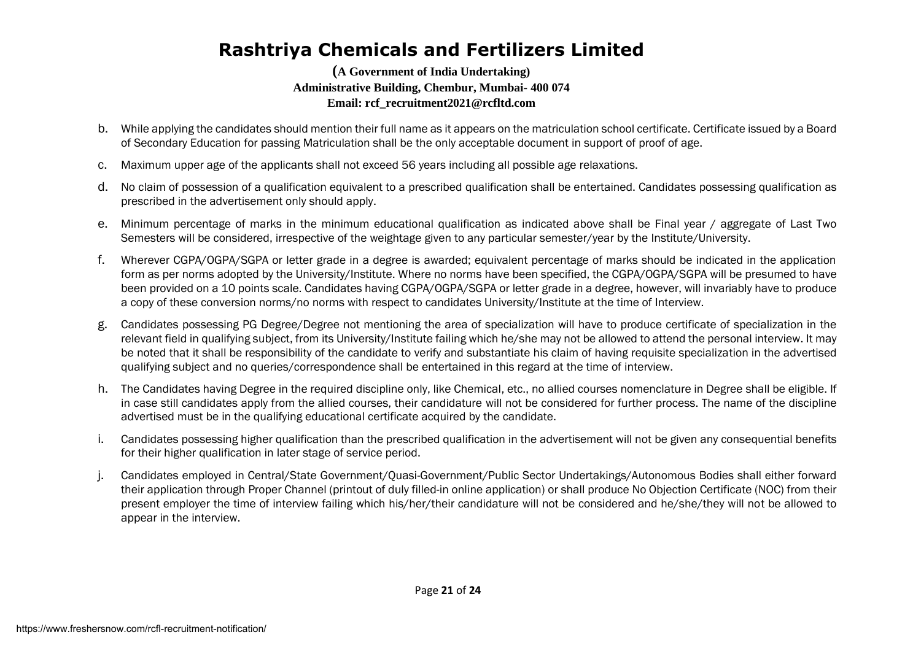b. While applying the candidates should mention their full name as it appears on the matriculation school certificate. Certificate issued by a Board of Secondary Education for passing Matriculation shall be the only acceptable document in support of proof of age.

c. Maximum upper age of the applicants shall not exceed 56 years including all possible age relaxations.

d. No claim of possession of a qualification equivalent to a prescribed qualification shall be entertained. Candidates possessing qualification as prescribed in the advertisement only should apply.

e. Minimum percentage of marks in the minimum educational qualification as indicated above shall be Final year / aggregate of Last Two Semesters will be considered, irrespective of the weightage given to any particular semester/year by the Institute/University.

f. Wherever CGPA/OGPA/SGPA or letter grade in a degree is awarded; equivalent percentage of marks should be indicated in the application form as per norms adopted by the University/Institute. Where no norms have been specified, the CGPA/OGPA/SGPA will be presumed to have been provided on a 10 points scale. Candidates having CGPA/OGPA/SGPA or letter grade in a degree, however, will invariably have to produce a copy of these conversion norms/no norms with respect to candidates University/Institute at the time of Interview.

g. Candidates possessing PG Degree/Degree not mentioning the area of specialization will have to produce certificate of specialization in the relevant field in qualifying subject, from its University/Institute failing which he/she may not be allowed to attend the personal interview. It may be noted that it shall be responsibility of the candidate to verify and substantiate his claim of having requisite specialization in the advertised qualifying subject and no queries/correspondence shall be entertained in this regard at the time of interview.

h. The Candidates having Degree in the required discipline only, like Chemical, etc., no allied courses nomenclature in Degree shall be eligible. If in case still candidates apply from the allied courses, their candidature will not be considered for further process. The name of the discipline advertised must be in the qualifying educational certificate acquired by the candidate.

i. Candidates possessing higher qualification than the prescribed qualification in the advertisement will not be given any consequential benefits for their higher qualification in later stage of service period.

j. Candidates employed in Central/State Government/Quasi-Government/Public Sector Undertakings/Autonomous Bodies shall either forward their application through Proper Channel (printout of duly filled-in online application) or shall produce No Objection Certificate (NOC) from their present employer the time of interview failing which his/her/their candidature will not be considered and he/she/they will not be allowed to appear in the interview.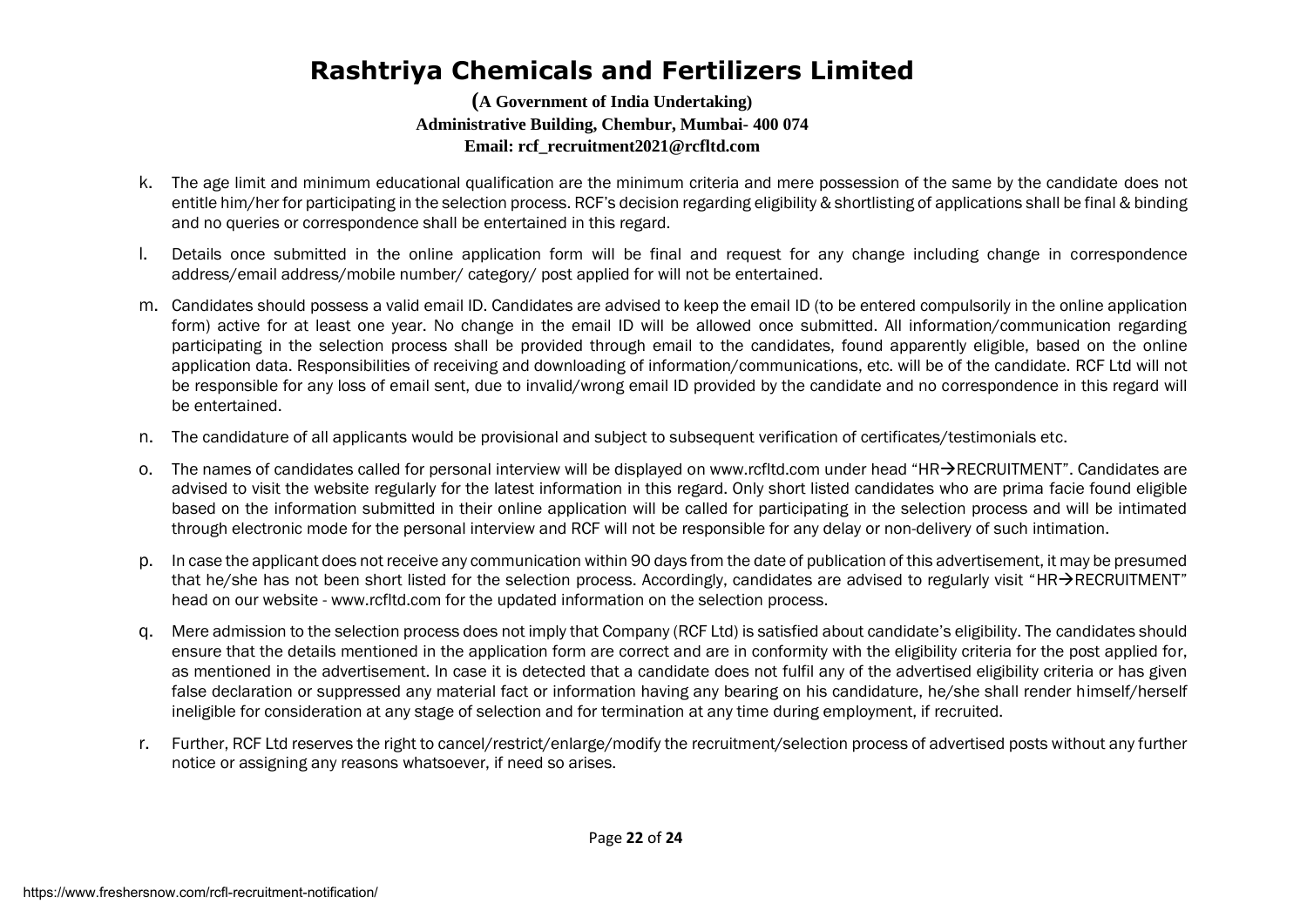k. The age limit and minimum educational qualification are the minimum criteria and mere possession of the same by the candidate does not entitle him/her for participating in the selection process. RCF's decision regarding eligibility & shortlisting of applications shall be final & binding and no queries or correspondence shall be entertained in this regard.

l. Details once submitted in the online application form will be final and request for any change including change in correspondence address/email address/mobile number/ category/ post applied for will not be entertained.

m. Candidates should possess a valid email ID. Candidates are advised to keep the email ID (to be entered compulsorily in the online application form) active for at least one year. No change in the email ID will be allowed once submitted. All information/communication regarding participating in the selection process shall be provided through email to the candidates, found apparently eligible, based on the online application data. Responsibilities of receiving and downloading of information/communications, etc. will be of the candidate. RCF Ltd will not be responsible for any loss of email sent, due to invalid/wrong email ID provided by the candidate and no correspondence in this regard will be entertained.

n. The candidature of all applicants would be provisional and subject to subsequent verification of certificates/testimonials etc.

o. The names of candidates called for personal interview will be displayed on www.rcfltd.com under head "HR→RECRUITMENT". Candidates are advised to visit the website regularly for the latest information in this regard. Only short listed candidates who are prima facie found eligible based on the information submitted in their online application will be called for participating in the selection process and will be intimated through electronic mode for the personal interview and RCF will not be responsible for any delay or non-delivery of such intimation.

p. In case the applicant does not receive any communication within 90 days from the date of publication of this advertisement, it may be presumed that he/she has not been short listed for the selection process. Accordingly, candidates are advised to regularly visit "HR→RECRUITMENT" head on our website - www.rcfltd.com for the updated information on the selection process.

q. Mere admission to the selection process does not imply that Company (RCF Ltd) is satisfied about candidate's eligibility. The candidates should ensure that the details mentioned in the application form are correct and are in conformity with the eligibility criteria for the post applied for, as mentioned in the advertisement. In case it is detected that a candidate does not fulfil any of the advertised eligibility criteria or has given false declaration or suppressed any material fact or information having any bearing on his candidature, he/she shall render himself/herself ineligible for consideration at any stage of selection and for termination at any time during employment, if recruited.

r. Further, RCF Ltd reserves the right to cancel/restrict/enlarge/modify the recruitment/selection process of advertised posts without any further notice or assigning any reasons whatsoever, if need so arises.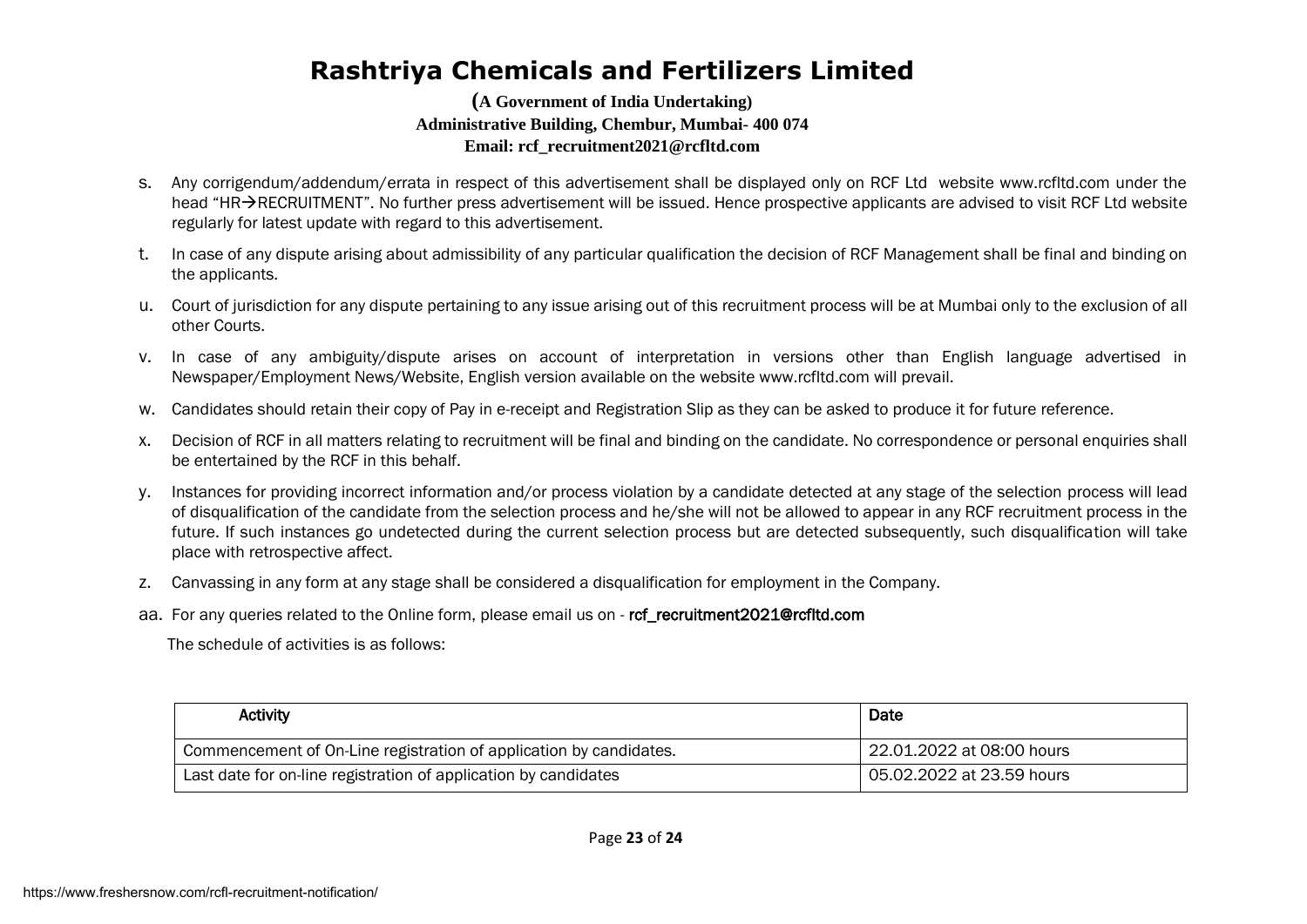# Rashtriya Chemicals and Fertilizers Limited

**(A Government of India Undertaking)**
**Administrative Building, Chembur, Mumbai- 400 074**
**Email: rcf_recruitment2021@rcfltd.com**

s. Any corrigendum/addendum/errata in respect of this advertisement shall be displayed only on RCF Ltd website www.rcfltd.com under the head "HR→RECRUITMENT". No further press advertisement will be issued. Hence prospective applicants are advised to visit RCF Ltd website regularly for latest update with regard to this advertisement.

t. In case of any dispute arising about admissibility of any particular qualification the decision of RCF Management shall be final and binding on the applicants.

u. Court of jurisdiction for any dispute pertaining to any issue arising out of this recruitment process will be at Mumbai only to the exclusion of all other Courts.

v. In case of any ambiguity/dispute arises on account of interpretation in versions other than English language advertised in Newspaper/Employment News/Website, English version available on the website www.rcfltd.com will prevail.

w. Candidates should retain their copy of Pay in e-receipt and Registration Slip as they can be asked to produce it for future reference.

x. Decision of RCF in all matters relating to recruitment will be final and binding on the candidate. No correspondence or personal enquiries shall be entertained by the RCF in this behalf.

y. Instances for providing incorrect information and/or process violation by a candidate detected at any stage of the selection process will lead of disqualification of the candidate from the selection process and he/she will not be allowed to appear in any RCF recruitment process in the future. If such instances go undetected during the current selection process but are detected subsequently, such disqualification will take place with retrospective affect.

z. Canvassing in any form at any stage shall be considered a disqualification for employment in the Company.

aa. For any queries related to the Online form, please email us on - rcf_recruitment2021@rcfltd.com

The schedule of activities is as follows:

| Activity | Date |
|---|---|
| Commencement of On-Line registration of application by candidates. | 22.01.2022 at 08:00 hours |
| Last date for on-line registration of application by candidates | 05.02.2022 at 23.59 hours |

https://www.freshersnow.com/rcfl-recruitment-notification/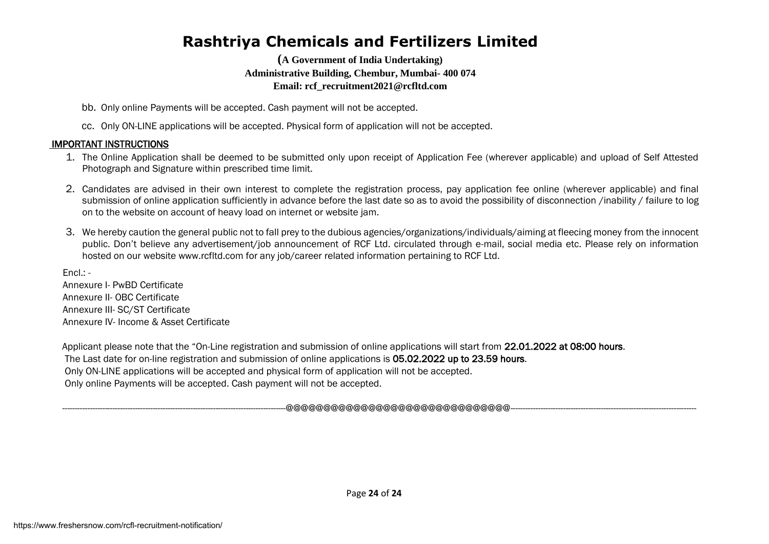bb. Only online Payments will be accepted. Cash payment will not be accepted.

cc. Only ON-LINE applications will be accepted. Physical form of application will not be accepted.

## IMPORTANT INSTRUCTIONS

1. The Online Application shall be deemed to be submitted only upon receipt of Application Fee (wherever applicable) and upload of Self Attested Photograph and Signature within prescribed time limit.
2. Candidates are advised in their own interest to complete the registration process, pay application fee online (wherever applicable) and final submission of online application sufficiently in advance before the last date so as to avoid the possibility of disconnection /inability / failure to log on to the website on account of heavy load on internet or website jam.
3. We hereby caution the general public not to fall prey to the dubious agencies/organizations/individuals/aiming at fleecing money from the innocent public. Don't believe any advertisement/job announcement of RCF Ltd. circulated through e-mail, social media etc. Please rely on information hosted on our website www.rcfltd.com for any job/career related information pertaining to RCF Ltd.

Encl.: -
Annexure I- PwBD Certificate
Annexure II- OBC Certificate
Annexure III- SC/ST Certificate
Annexure IV- Income & Asset Certificate

Applicant please note that the "On-Line registration and submission of online applications will start from **22.01.2022 at 08:00 hours**.
The Last date for on-line registration and submission of online applications is **05.02.2022 up to 23.59 hours**.
Only ON-LINE applications will be accepted and physical form of application will not be accepted.
Only online Payments will be accepted. Cash payment will not be accepted.

------------------------------------------------@@@@@@@@@@@@@@@@@@@@@@@@@@@@@@------------------------------------------------